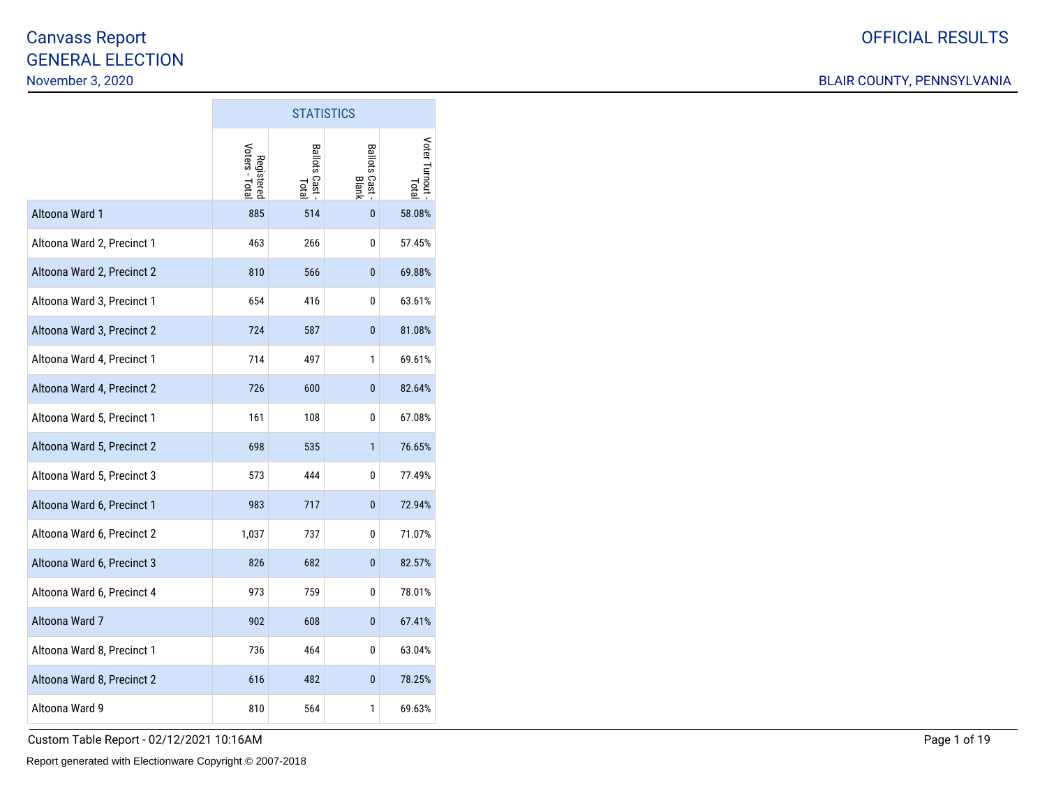# Canvass Report
## GENERAL ELECTION
November 3, 2020

OFFICIAL RESULTS

BLAIR COUNTY, PENNSYLVANIA

| | STATISTICS | | | |
|---|---|---|---|---|
| | Registered Voters - Total | Ballots Cast - Total | Ballots Cast - Blank | Voter Turnout - Total |
| Altoona Ward 1 | 885 | 514 | 0 | 58.08% |
| Altoona Ward 2, Precinct 1 | 463 | 266 | 0 | 57.45% |
| Altoona Ward 2, Precinct 2 | 810 | 566 | 0 | 69.88% |
| Altoona Ward 3, Precinct 1 | 654 | 416 | 0 | 63.61% |
| Altoona Ward 3, Precinct 2 | 724 | 587 | 0 | 81.08% |
| Altoona Ward 4, Precinct 1 | 714 | 497 | 1 | 69.61% |
| Altoona Ward 4, Precinct 2 | 726 | 600 | 0 | 82.64% |
| Altoona Ward 5, Precinct 1 | 161 | 108 | 0 | 67.08% |
| Altoona Ward 5, Precinct 2 | 698 | 535 | 1 | 76.65% |
| Altoona Ward 5, Precinct 3 | 573 | 444 | 0 | 77.49% |
| Altoona Ward 6, Precinct 1 | 983 | 717 | 0 | 72.94% |
| Altoona Ward 6, Precinct 2 | 1,037 | 737 | 0 | 71.07% |
| Altoona Ward 6, Precinct 3 | 826 | 682 | 0 | 82.57% |
| Altoona Ward 6, Precinct 4 | 973 | 759 | 0 | 78.01% |
| Altoona Ward 7 | 902 | 608 | 0 | 67.41% |
| Altoona Ward 8, Precinct 1 | 736 | 464 | 0 | 63.04% |
| Altoona Ward 8, Precinct 2 | 616 | 482 | 0 | 78.25% |
| Altoona Ward 9 | 810 | 564 | 1 | 69.63% |

Custom Table Report - 02/12/2021 10:16AM

Report generated with Electionware Copyright © 2007-2018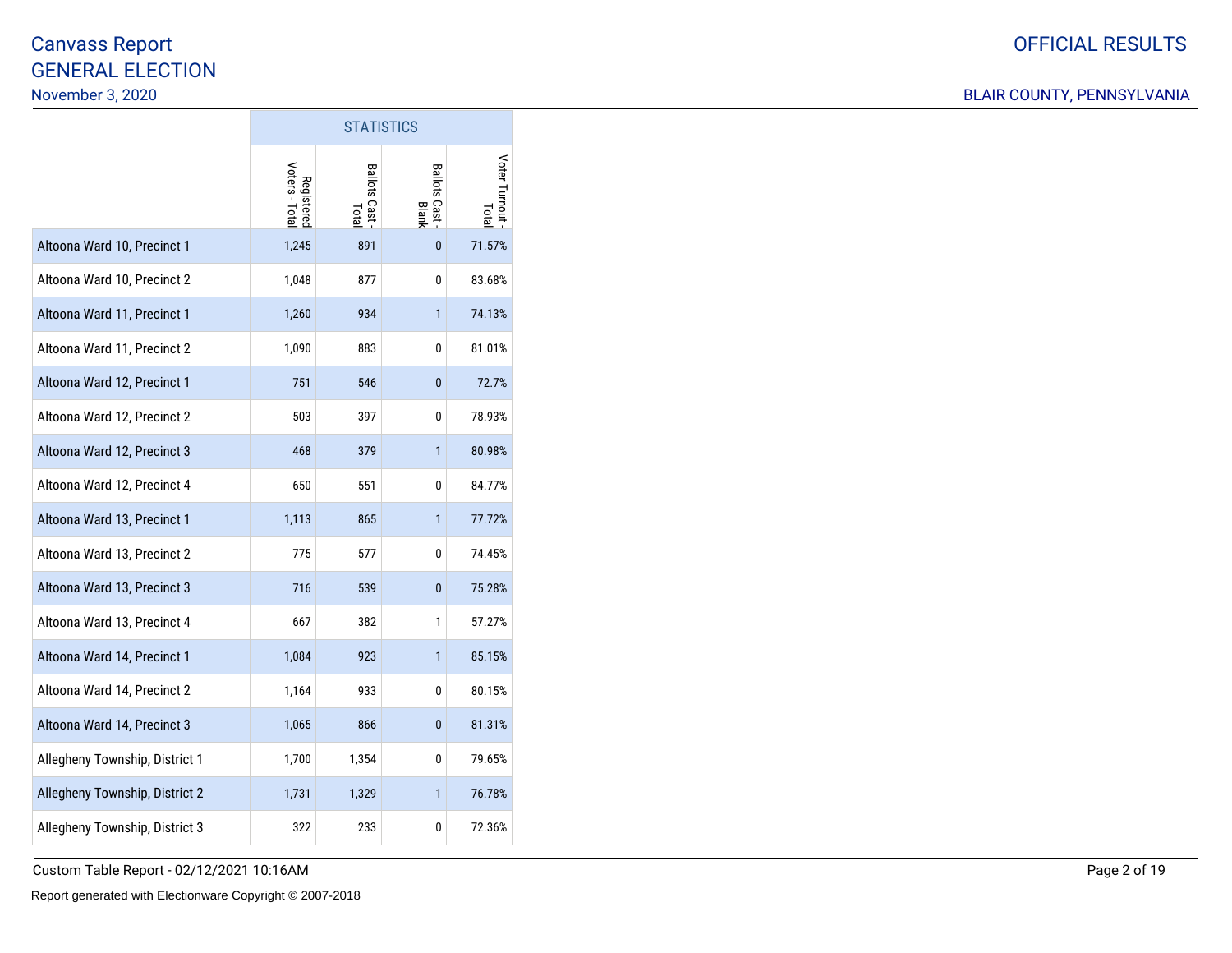# Canvass Report
# GENERAL ELECTION
November 3, 2020

OFFICIAL RESULTS

BLAIR COUNTY, PENNSYLVANIA

| | STATISTICS | | | |
|---|---|---|---|---|
| | Registered Voters - Total | Ballots Cast - Total | Ballots Cast - Blank | Voter Turnout - Total |
| Altoona Ward 10, Precinct 1 | 1,245 | 891 | 0 | 71.57% |
| Altoona Ward 10, Precinct 2 | 1,048 | 877 | 0 | 83.68% |
| Altoona Ward 11, Precinct 1 | 1,260 | 934 | 1 | 74.13% |
| Altoona Ward 11, Precinct 2 | 1,090 | 883 | 0 | 81.01% |
| Altoona Ward 12, Precinct 1 | 751 | 546 | 0 | 72.7% |
| Altoona Ward 12, Precinct 2 | 503 | 397 | 0 | 78.93% |
| Altoona Ward 12, Precinct 3 | 468 | 379 | 1 | 80.98% |
| Altoona Ward 12, Precinct 4 | 650 | 551 | 0 | 84.77% |
| Altoona Ward 13, Precinct 1 | 1,113 | 865 | 1 | 77.72% |
| Altoona Ward 13, Precinct 2 | 775 | 577 | 0 | 74.45% |
| Altoona Ward 13, Precinct 3 | 716 | 539 | 0 | 75.28% |
| Altoona Ward 13, Precinct 4 | 667 | 382 | 1 | 57.27% |
| Altoona Ward 14, Precinct 1 | 1,084 | 923 | 1 | 85.15% |
| Altoona Ward 14, Precinct 2 | 1,164 | 933 | 0 | 80.15% |
| Altoona Ward 14, Precinct 3 | 1,065 | 866 | 0 | 81.31% |
| Allegheny Township, District 1 | 1,700 | 1,354 | 0 | 79.65% |
| Allegheny Township, District 2 | 1,731 | 1,329 | 1 | 76.78% |
| Allegheny Township, District 3 | 322 | 233 | 0 | 72.36% |

Custom Table Report - 02/12/2021 10:16AM

Report generated with Electionware Copyright © 2007-2018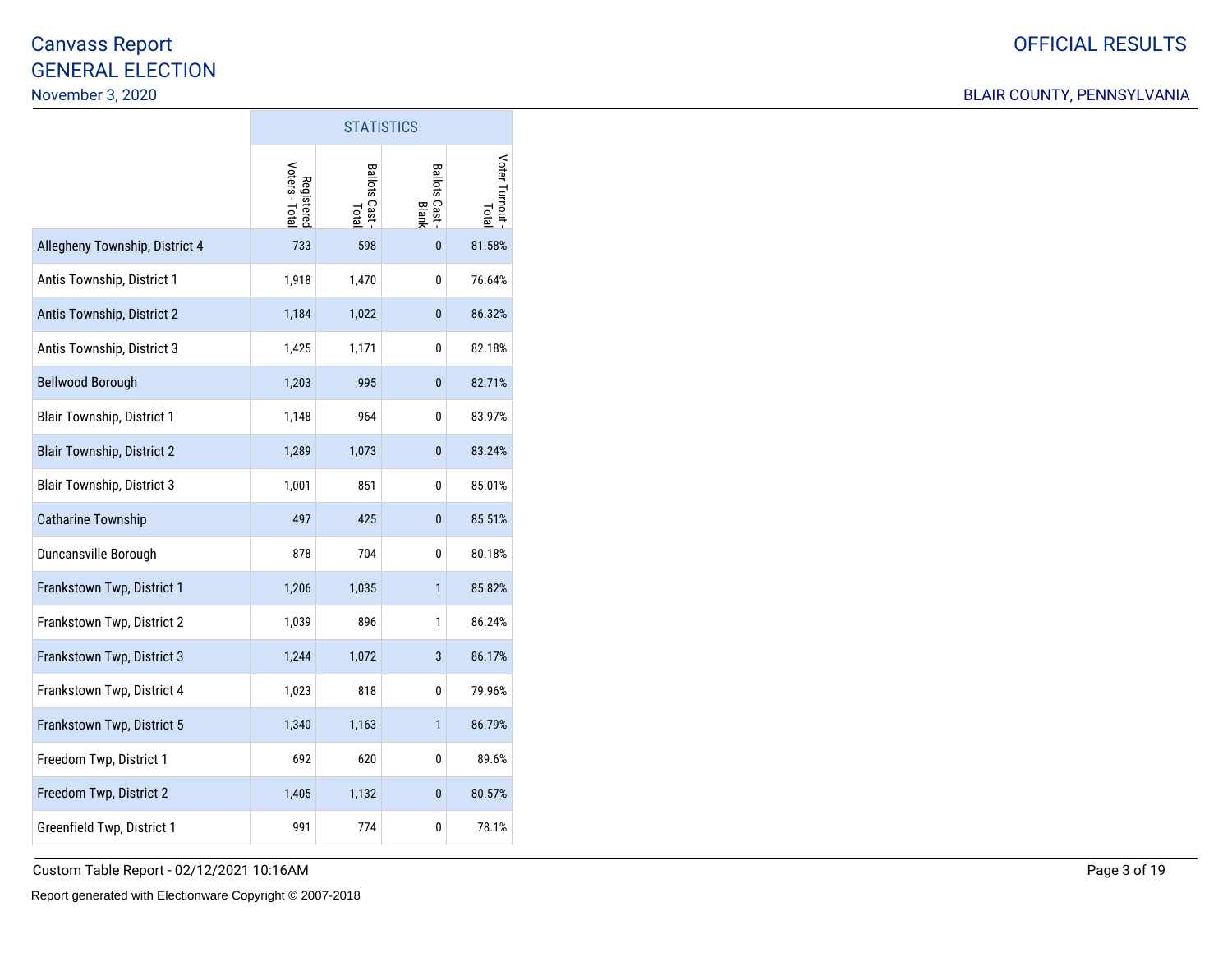# Canvass Report
# GENERAL ELECTION
November 3, 2020

OFFICIAL RESULTS

BLAIR COUNTY, PENNSYLVANIA

| | STATISTICS | | | |
|---|---|---|---|---|
| | Registered Voters - Total | Ballots Cast - Total | Ballots Cast - Blank | Voter Turnout - Total |
| Allegheny Township, District 4 | 733 | 598 | 0 | 81.58% |
| Antis Township, District 1 | 1,918 | 1,470 | 0 | 76.64% |
| Antis Township, District 2 | 1,184 | 1,022 | 0 | 86.32% |
| Antis Township, District 3 | 1,425 | 1,171 | 0 | 82.18% |
| Bellwood Borough | 1,203 | 995 | 0 | 82.71% |
| Blair Township, District 1 | 1,148 | 964 | 0 | 83.97% |
| Blair Township, District 2 | 1,289 | 1,073 | 0 | 83.24% |
| Blair Township, District 3 | 1,001 | 851 | 0 | 85.01% |
| Catharine Township | 497 | 425 | 0 | 85.51% |
| Duncansville Borough | 878 | 704 | 0 | 80.18% |
| Frankstown Twp, District 1 | 1,206 | 1,035 | 1 | 85.82% |
| Frankstown Twp, District 2 | 1,039 | 896 | 1 | 86.24% |
| Frankstown Twp, District 3 | 1,244 | 1,072 | 3 | 86.17% |
| Frankstown Twp, District 4 | 1,023 | 818 | 0 | 79.96% |
| Frankstown Twp, District 5 | 1,340 | 1,163 | 1 | 86.79% |
| Freedom Twp, District 1 | 692 | 620 | 0 | 89.6% |
| Freedom Twp, District 2 | 1,405 | 1,132 | 0 | 80.57% |
| Greenfield Twp, District 1 | 991 | 774 | 0 | 78.1% |

Custom Table Report - 02/12/2021 10:16AM

Report generated with Electionware Copyright © 2007-2018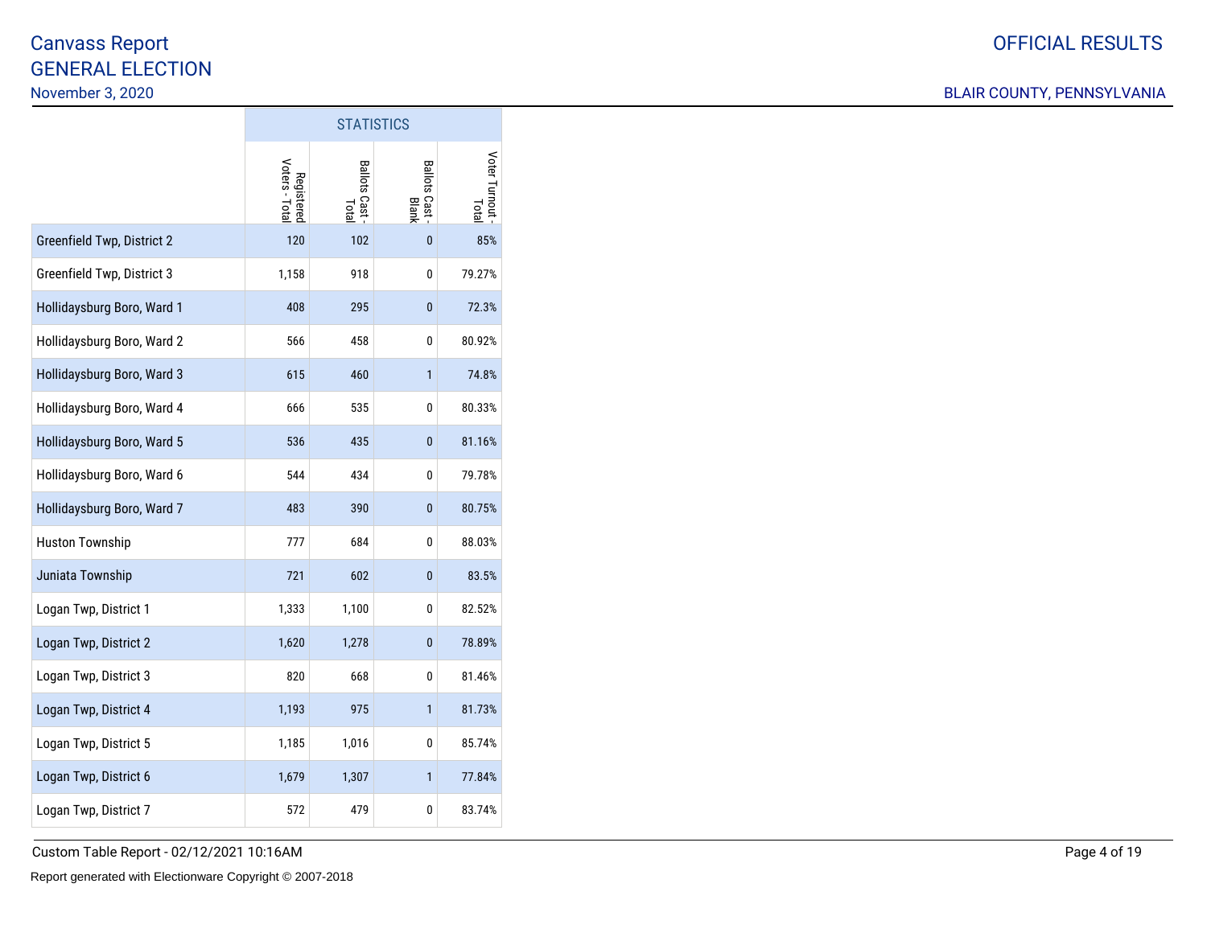# Canvass Report
# GENERAL ELECTION
November 3, 2020

OFFICIAL RESULTS

BLAIR COUNTY, PENNSYLVANIA

| | STATISTICS | | | |
|---|---|---|---|---|
| | Registered Voters - Total | Ballots Cast - Total | Ballots Cast - Blank | Voter Turnout - Total |
| Greenfield Twp, District 2 | 120 | 102 | 0 | 85% |
| Greenfield Twp, District 3 | 1,158 | 918 | 0 | 79.27% |
| Hollidaysburg Boro, Ward 1 | 408 | 295 | 0 | 72.3% |
| Hollidaysburg Boro, Ward 2 | 566 | 458 | 0 | 80.92% |
| Hollidaysburg Boro, Ward 3 | 615 | 460 | 1 | 74.8% |
| Hollidaysburg Boro, Ward 4 | 666 | 535 | 0 | 80.33% |
| Hollidaysburg Boro, Ward 5 | 536 | 435 | 0 | 81.16% |
| Hollidaysburg Boro, Ward 6 | 544 | 434 | 0 | 79.78% |
| Hollidaysburg Boro, Ward 7 | 483 | 390 | 0 | 80.75% |
| Huston Township | 777 | 684 | 0 | 88.03% |
| Juniata Township | 721 | 602 | 0 | 83.5% |
| Logan Twp, District 1 | 1,333 | 1,100 | 0 | 82.52% |
| Logan Twp, District 2 | 1,620 | 1,278 | 0 | 78.89% |
| Logan Twp, District 3 | 820 | 668 | 0 | 81.46% |
| Logan Twp, District 4 | 1,193 | 975 | 1 | 81.73% |
| Logan Twp, District 5 | 1,185 | 1,016 | 0 | 85.74% |
| Logan Twp, District 6 | 1,679 | 1,307 | 1 | 77.84% |
| Logan Twp, District 7 | 572 | 479 | 0 | 83.74% |

Custom Table Report - 02/12/2021 10:16AM

Report generated with Electionware Copyright © 2007-2018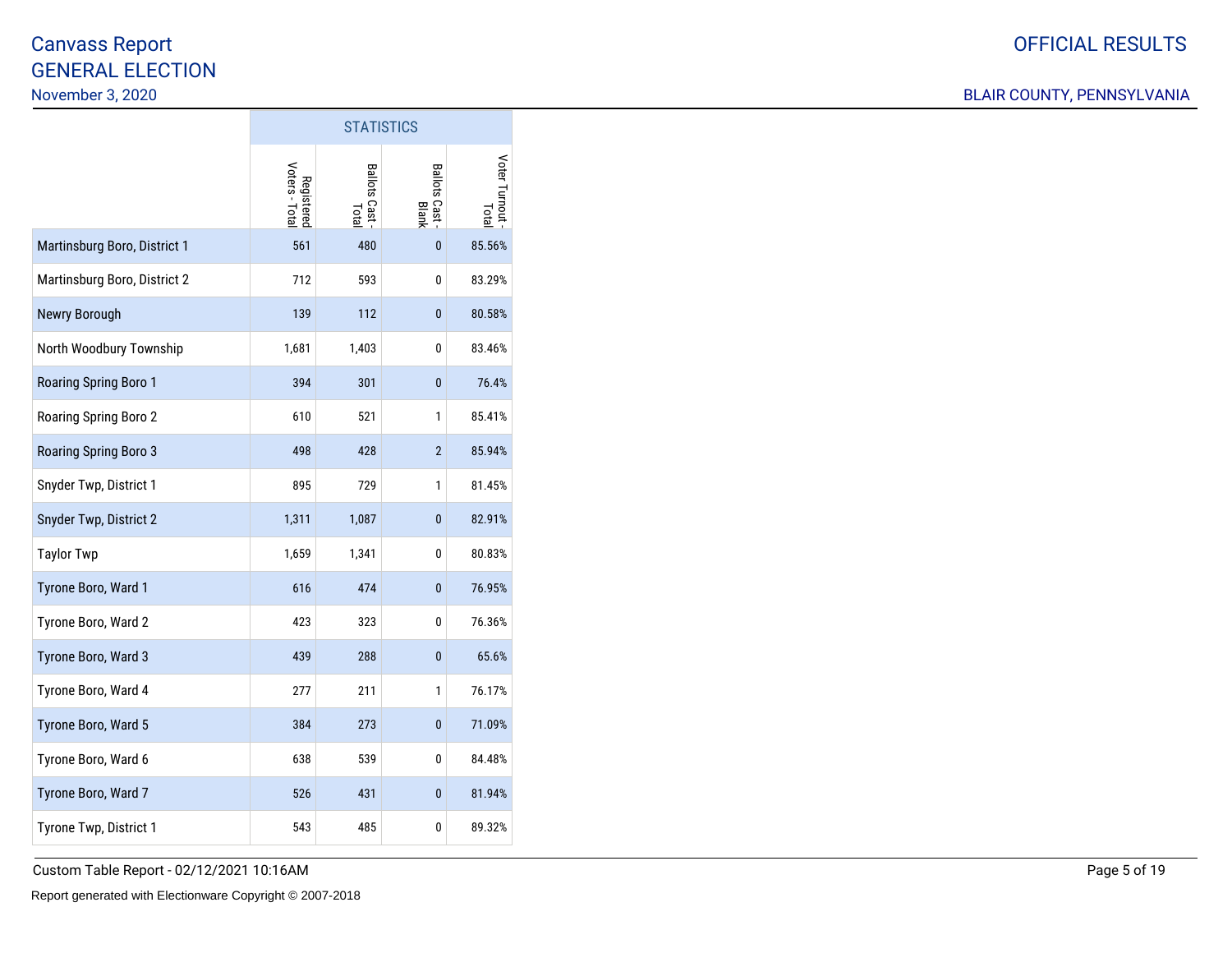# Canvass Report
## GENERAL ELECTION

November 3, 2020

OFFICIAL RESULTS

BLAIR COUNTY, PENNSYLVANIA

| | STATISTICS | | | |
|---|---|---|---|---|
| | Registered Voters - Total | Ballots Cast - Total | Ballots Cast - Blank | Voter Turnout - Total |
| Martinsburg Boro, District 1 | 561 | 480 | 0 | 85.56% |
| Martinsburg Boro, District 2 | 712 | 593 | 0 | 83.29% |
| Newry Borough | 139 | 112 | 0 | 80.58% |
| North Woodbury Township | 1,681 | 1,403 | 0 | 83.46% |
| Roaring Spring Boro 1 | 394 | 301 | 0 | 76.4% |
| Roaring Spring Boro 2 | 610 | 521 | 1 | 85.41% |
| Roaring Spring Boro 3 | 498 | 428 | 2 | 85.94% |
| Snyder Twp, District 1 | 895 | 729 | 1 | 81.45% |
| Snyder Twp, District 2 | 1,311 | 1,087 | 0 | 82.91% |
| Taylor Twp | 1,659 | 1,341 | 0 | 80.83% |
| Tyrone Boro, Ward 1 | 616 | 474 | 0 | 76.95% |
| Tyrone Boro, Ward 2 | 423 | 323 | 0 | 76.36% |
| Tyrone Boro, Ward 3 | 439 | 288 | 0 | 65.6% |
| Tyrone Boro, Ward 4 | 277 | 211 | 1 | 76.17% |
| Tyrone Boro, Ward 5 | 384 | 273 | 0 | 71.09% |
| Tyrone Boro, Ward 6 | 638 | 539 | 0 | 84.48% |
| Tyrone Boro, Ward 7 | 526 | 431 | 0 | 81.94% |
| Tyrone Twp, District 1 | 543 | 485 | 0 | 89.32% |

Custom Table Report - 02/12/2021 10:16AM

Report generated with Electionware Copyright © 2007-2018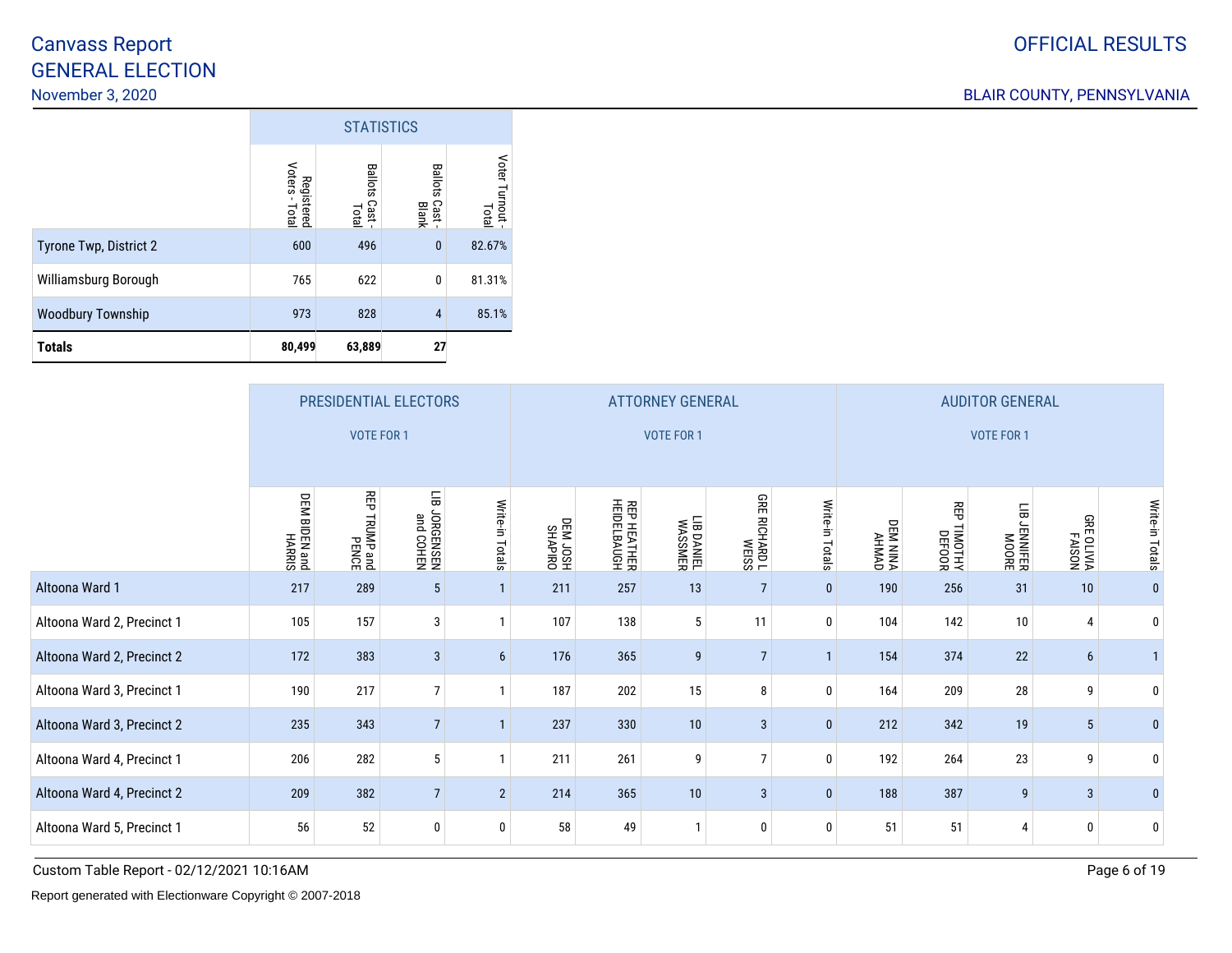# Canvass Report
## GENERAL ELECTION
November 3, 2020

OFFICIAL RESULTS

BLAIR COUNTY, PENNSYLVANIA

| | STATISTICS | | | |
|---|---|---|---|---|
| | Registered Voters - Total | Ballots Cast - Total | Ballots Cast - Blank | Voter Turnout - Total |
| Tyrone Twp, District 2 | 600 | 496 | 0 | 82.67% |
| Williamsburg Borough | 765 | 622 | 0 | 81.31% |
| Woodbury Township | 973 | 828 | 4 | 85.1% |
| **Totals** | **80,499** | **63,889** | **27** | |

| | PRESIDENTIAL ELECTORS VOTE FOR 1 | | | | ATTORNEY GENERAL VOTE FOR 1 | | | | | AUDITOR GENERAL VOTE FOR 1 | | | | |
|---|---|---|---|---|---|---|---|---|---|---|---|---|---|---|
| | DEM BIDEN and HARRIS | REP TRUMP and PENCE | LIB JORGENSEN and COHEN | Write-in Totals | DEM JOSH SHAPIRO | REP HEATHER HEIDELBAUGH | LIB DANIEL WASSMER | GRE RICHARD L WEISS | Write-in Totals | DEM NINA AHMAD | REP TIMOTHY DEFOOR | LIB JENNIFER MOORE | GRE OLIVIA FAISON | Write-in Totals |
| Altoona Ward 1 | 217 | 289 | 5 | 1 | 211 | 257 | 13 | 7 | 0 | 190 | 256 | 31 | 10 | 0 |
| Altoona Ward 2, Precinct 1 | 105 | 157 | 3 | 1 | 107 | 138 | 5 | 11 | 0 | 104 | 142 | 10 | 4 | 0 |
| Altoona Ward 2, Precinct 2 | 172 | 383 | 3 | 6 | 176 | 365 | 9 | 7 | 1 | 154 | 374 | 22 | 6 | 1 |
| Altoona Ward 3, Precinct 1 | 190 | 217 | 7 | 1 | 187 | 202 | 15 | 8 | 0 | 164 | 209 | 28 | 9 | 0 |
| Altoona Ward 3, Precinct 2 | 235 | 343 | 7 | 1 | 237 | 330 | 10 | 3 | 0 | 212 | 342 | 19 | 5 | 0 |
| Altoona Ward 4, Precinct 1 | 206 | 282 | 5 | 1 | 211 | 261 | 9 | 7 | 0 | 192 | 264 | 23 | 9 | 0 |
| Altoona Ward 4, Precinct 2 | 209 | 382 | 7 | 2 | 214 | 365 | 10 | 3 | 0 | 188 | 387 | 9 | 3 | 0 |
| Altoona Ward 5, Precinct 1 | 56 | 52 | 0 | 0 | 58 | 49 | 1 | 0 | 0 | 51 | 51 | 4 | 0 | 0 |

Custom Table Report - 02/12/2021 10:16AM

Report generated with Electionware Copyright © 2007-2018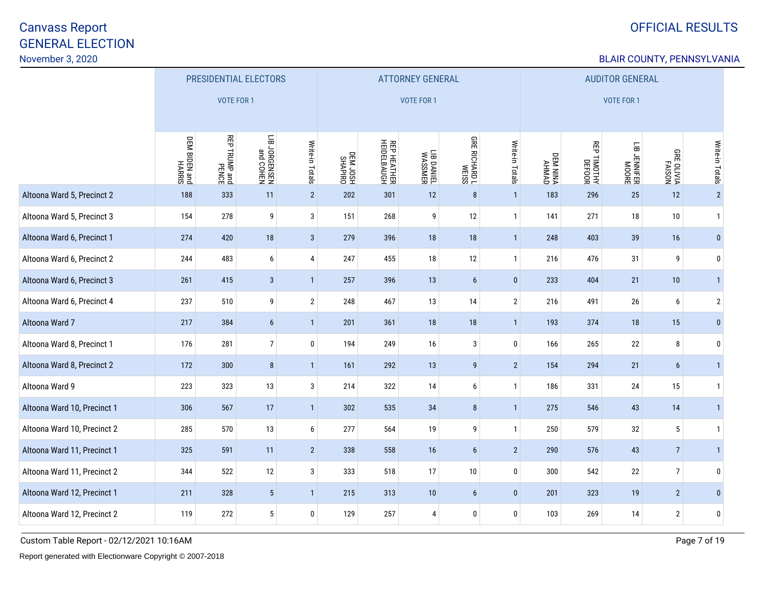# Canvass Report
## GENERAL ELECTION
November 3, 2020

OFFICIAL RESULTS

BLAIR COUNTY, PENNSYLVANIA

| | PRESIDENTIAL ELECTORS VOTE FOR 1 | | | | ATTORNEY GENERAL VOTE FOR 1 | | | | | AUDITOR GENERAL VOTE FOR 1 | | | | |
|---|---|---|---|---|---|---|---|---|---|---|---|---|---|---|
| | DEM BIDEN and HARRIS | REP TRUMP and PENCE | LIB JORGENSEN and COHEN | Write-in Totals | DEM JOSH SHAPIRO | REP HEATHER HEIDELBAUGH | LIB DANIEL WASSMER | GRE RICHARD L WEISS | Write-in Totals | DEM NINA AHMAD | REP TIMOTHY DEFOOR | LIB JENNIFER MOORE | GRE OLIVIA FAISON | Write-in Totals |
| Altoona Ward 5, Precinct 2 | 188 | 333 | 11 | 2 | 202 | 301 | 12 | 8 | 1 | 183 | 296 | 25 | 12 | 2 |
| Altoona Ward 5, Precinct 3 | 154 | 278 | 9 | 3 | 151 | 268 | 9 | 12 | 1 | 141 | 271 | 18 | 10 | 1 |
| Altoona Ward 6, Precinct 1 | 274 | 420 | 18 | 3 | 279 | 396 | 18 | 18 | 1 | 248 | 403 | 39 | 16 | 0 |
| Altoona Ward 6, Precinct 2 | 244 | 483 | 6 | 4 | 247 | 455 | 18 | 12 | 1 | 216 | 476 | 31 | 9 | 0 |
| Altoona Ward 6, Precinct 3 | 261 | 415 | 3 | 1 | 257 | 396 | 13 | 6 | 0 | 233 | 404 | 21 | 10 | 1 |
| Altoona Ward 6, Precinct 4 | 237 | 510 | 9 | 2 | 248 | 467 | 13 | 14 | 2 | 216 | 491 | 26 | 6 | 2 |
| Altoona Ward 7 | 217 | 384 | 6 | 1 | 201 | 361 | 18 | 18 | 1 | 193 | 374 | 18 | 15 | 0 |
| Altoona Ward 8, Precinct 1 | 176 | 281 | 7 | 0 | 194 | 249 | 16 | 3 | 0 | 166 | 265 | 22 | 8 | 0 |
| Altoona Ward 8, Precinct 2 | 172 | 300 | 8 | 1 | 161 | 292 | 13 | 9 | 2 | 154 | 294 | 21 | 6 | 1 |
| Altoona Ward 9 | 223 | 323 | 13 | 3 | 214 | 322 | 14 | 6 | 1 | 186 | 331 | 24 | 15 | 1 |
| Altoona Ward 10, Precinct 1 | 306 | 567 | 17 | 1 | 302 | 535 | 34 | 8 | 1 | 275 | 546 | 43 | 14 | 1 |
| Altoona Ward 10, Precinct 2 | 285 | 570 | 13 | 6 | 277 | 564 | 19 | 9 | 1 | 250 | 579 | 32 | 5 | 1 |
| Altoona Ward 11, Precinct 1 | 325 | 591 | 11 | 2 | 338 | 558 | 16 | 6 | 2 | 290 | 576 | 43 | 7 | 1 |
| Altoona Ward 11, Precinct 2 | 344 | 522 | 12 | 3 | 333 | 518 | 17 | 10 | 0 | 300 | 542 | 22 | 7 | 0 |
| Altoona Ward 12, Precinct 1 | 211 | 328 | 5 | 1 | 215 | 313 | 10 | 6 | 0 | 201 | 323 | 19 | 2 | 0 |
| Altoona Ward 12, Precinct 2 | 119 | 272 | 5 | 0 | 129 | 257 | 4 | 0 | 0 | 103 | 269 | 14 | 2 | 0 |

Custom Table Report - 02/12/2021 10:16AM

Report generated with Electionware Copyright © 2007-2018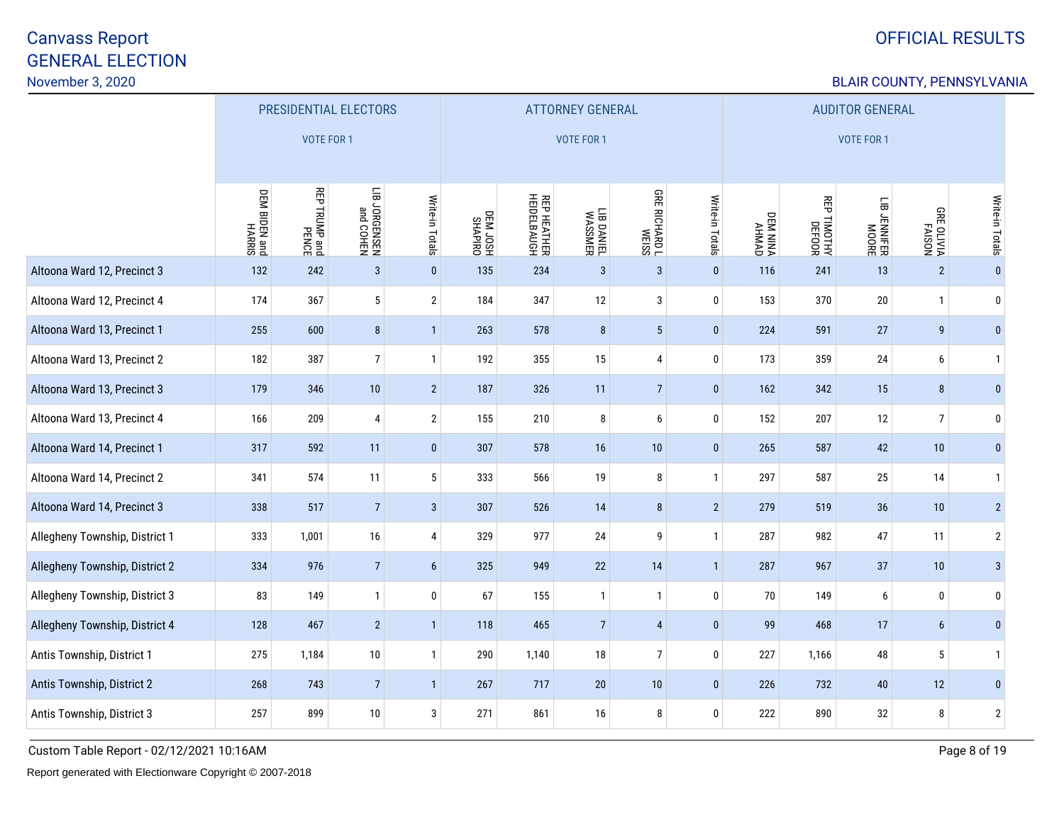# Canvass Report
# GENERAL ELECTION
November 3, 2020

OFFICIAL RESULTS

BLAIR COUNTY, PENNSYLVANIA

| | PRESIDENTIAL ELECTORS VOTE FOR 1 | | | | ATTORNEY GENERAL VOTE FOR 1 | | | | | AUDITOR GENERAL VOTE FOR 1 | | | | |
|---|---|---|---|---|---|---|---|---|---|---|---|---|---|---|
| | DEM BIDEN and HARRIS | REP TRUMP and PENCE | LIB JORGENSEN and COHEN | Write-in Totals | DEM JOSH SHAPIRO | REP HEATHER HEIDELBAUGH | LIB DANIEL WASSMER | GRE RICHARD L WEISS | Write-in Totals | DEM NINA AHMAD | REP TIMOTHY DEFOOR | LIB JENNIFER MOORE | GRE OLIVIA FAISON | Write-in Totals |
| Altoona Ward 12, Precinct 3 | 132 | 242 | 3 | 0 | 135 | 234 | 3 | 3 | 0 | 116 | 241 | 13 | 2 | 0 |
| Altoona Ward 12, Precinct 4 | 174 | 367 | 5 | 2 | 184 | 347 | 12 | 3 | 0 | 153 | 370 | 20 | 1 | 0 |
| Altoona Ward 13, Precinct 1 | 255 | 600 | 8 | 1 | 263 | 578 | 8 | 5 | 0 | 224 | 591 | 27 | 9 | 0 |
| Altoona Ward 13, Precinct 2 | 182 | 387 | 7 | 1 | 192 | 355 | 15 | 4 | 0 | 173 | 359 | 24 | 6 | 1 |
| Altoona Ward 13, Precinct 3 | 179 | 346 | 10 | 2 | 187 | 326 | 11 | 7 | 0 | 162 | 342 | 15 | 8 | 0 |
| Altoona Ward 13, Precinct 4 | 166 | 209 | 4 | 2 | 155 | 210 | 8 | 6 | 0 | 152 | 207 | 12 | 7 | 0 |
| Altoona Ward 14, Precinct 1 | 317 | 592 | 11 | 0 | 307 | 578 | 16 | 10 | 0 | 265 | 587 | 42 | 10 | 0 |
| Altoona Ward 14, Precinct 2 | 341 | 574 | 11 | 5 | 333 | 566 | 19 | 8 | 1 | 297 | 587 | 25 | 14 | 1 |
| Altoona Ward 14, Precinct 3 | 338 | 517 | 7 | 3 | 307 | 526 | 14 | 8 | 2 | 279 | 519 | 36 | 10 | 2 |
| Allegheny Township, District 1 | 333 | 1,001 | 16 | 4 | 329 | 977 | 24 | 9 | 1 | 287 | 982 | 47 | 11 | 2 |
| Allegheny Township, District 2 | 334 | 976 | 7 | 6 | 325 | 949 | 22 | 14 | 1 | 287 | 967 | 37 | 10 | 3 |
| Allegheny Township, District 3 | 83 | 149 | 1 | 0 | 67 | 155 | 1 | 1 | 0 | 70 | 149 | 6 | 0 | 0 |
| Allegheny Township, District 4 | 128 | 467 | 2 | 1 | 118 | 465 | 7 | 4 | 0 | 99 | 468 | 17 | 6 | 0 |
| Antis Township, District 1 | 275 | 1,184 | 10 | 1 | 290 | 1,140 | 18 | 7 | 0 | 227 | 1,166 | 48 | 5 | 1 |
| Antis Township, District 2 | 268 | 743 | 7 | 1 | 267 | 717 | 20 | 10 | 0 | 226 | 732 | 40 | 12 | 0 |
| Antis Township, District 3 | 257 | 899 | 10 | 3 | 271 | 861 | 16 | 8 | 0 | 222 | 890 | 32 | 8 | 2 |

Custom Table Report - 02/12/2021 10:16AM

Report generated with Electionware Copyright © 2007-2018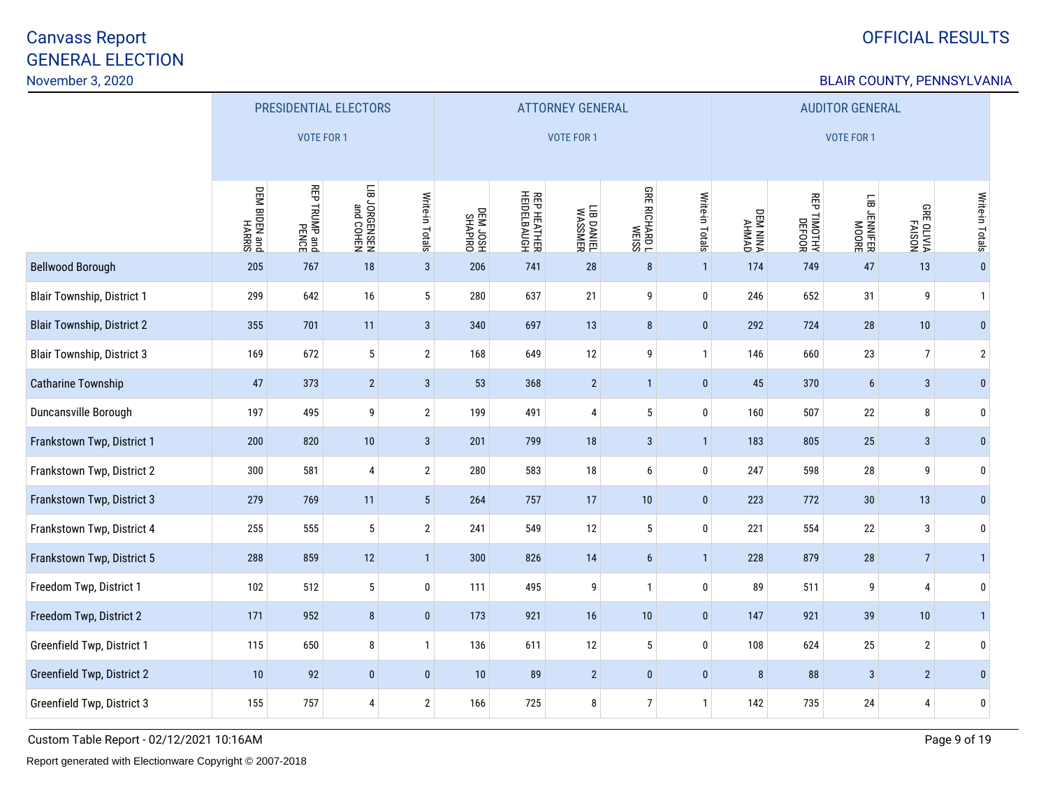# Canvass Report
# GENERAL ELECTION
November 3, 2020

OFFICIAL RESULTS

BLAIR COUNTY, PENNSYLVANIA

| | PRESIDENTIAL ELECTORS VOTE FOR 1 | | | | ATTORNEY GENERAL VOTE FOR 1 | | | | | AUDITOR GENERAL VOTE FOR 1 | | | | |
|---|---|---|---|---|---|---|---|---|---|---|---|---|---|---|
| | DEM BIDEN and HARRIS | REP TRUMP and PENCE | LIB JORGENSEN and COHEN | Write-in Totals | DEM JOSH SHAPIRO | REP HEATHER HEIDELBAUGH | LIB DANIEL WASSMER | GRE RICHARD L WEISS | Write-in Totals | DEM NINA AHMAD | REP TIMOTHY DEFOOR | LIB JENNIFER MOORE | GRE OLIVIA FAISON | Write-in Totals |
| Bellwood Borough | 205 | 767 | 18 | 3 | 206 | 741 | 28 | 8 | 1 | 174 | 749 | 47 | 13 | 0 |
| Blair Township, District 1 | 299 | 642 | 16 | 5 | 280 | 637 | 21 | 9 | 0 | 246 | 652 | 31 | 9 | 1 |
| Blair Township, District 2 | 355 | 701 | 11 | 3 | 340 | 697 | 13 | 8 | 0 | 292 | 724 | 28 | 10 | 0 |
| Blair Township, District 3 | 169 | 672 | 5 | 2 | 168 | 649 | 12 | 9 | 1 | 146 | 660 | 23 | 7 | 2 |
| Catharine Township | 47 | 373 | 2 | 3 | 53 | 368 | 2 | 1 | 0 | 45 | 370 | 6 | 3 | 0 |
| Duncansville Borough | 197 | 495 | 9 | 2 | 199 | 491 | 4 | 5 | 0 | 160 | 507 | 22 | 8 | 0 |
| Frankstown Twp, District 1 | 200 | 820 | 10 | 3 | 201 | 799 | 18 | 3 | 1 | 183 | 805 | 25 | 3 | 0 |
| Frankstown Twp, District 2 | 300 | 581 | 4 | 2 | 280 | 583 | 18 | 6 | 0 | 247 | 598 | 28 | 9 | 0 |
| Frankstown Twp, District 3 | 279 | 769 | 11 | 5 | 264 | 757 | 17 | 10 | 0 | 223 | 772 | 30 | 13 | 0 |
| Frankstown Twp, District 4 | 255 | 555 | 5 | 2 | 241 | 549 | 12 | 5 | 0 | 221 | 554 | 22 | 3 | 0 |
| Frankstown Twp, District 5 | 288 | 859 | 12 | 1 | 300 | 826 | 14 | 6 | 1 | 228 | 879 | 28 | 7 | 1 |
| Freedom Twp, District 1 | 102 | 512 | 5 | 0 | 111 | 495 | 9 | 1 | 0 | 89 | 511 | 9 | 4 | 0 |
| Freedom Twp, District 2 | 171 | 952 | 8 | 0 | 173 | 921 | 16 | 10 | 0 | 147 | 921 | 39 | 10 | 1 |
| Greenfield Twp, District 1 | 115 | 650 | 8 | 1 | 136 | 611 | 12 | 5 | 0 | 108 | 624 | 25 | 2 | 0 |
| Greenfield Twp, District 2 | 10 | 92 | 0 | 0 | 10 | 89 | 2 | 0 | 0 | 8 | 88 | 3 | 2 | 0 |
| Greenfield Twp, District 3 | 155 | 757 | 4 | 2 | 166 | 725 | 8 | 7 | 1 | 142 | 735 | 24 | 4 | 0 |

Custom Table Report - 02/12/2021 10:16AM

Report generated with Electionware Copyright © 2007-2018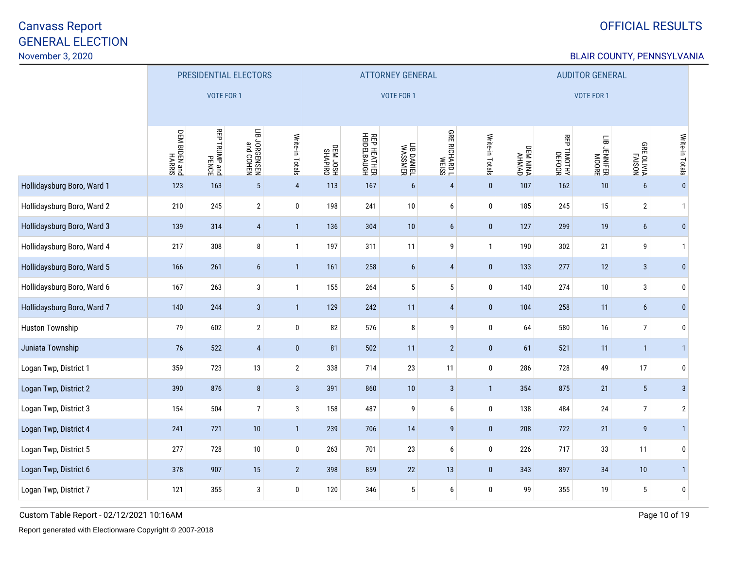# Canvass Report
## GENERAL ELECTION

November 3, 2020

OFFICIAL RESULTS

BLAIR COUNTY, PENNSYLVANIA

| | PRESIDENTIAL ELECTORS VOTE FOR 1 | | | | ATTORNEY GENERAL VOTE FOR 1 | | | | | AUDITOR GENERAL VOTE FOR 1 | | | | |
|---|---|---|---|---|---|---|---|---|---|---|---|---|---|---|
| | DEM BIDEN and HARRIS | REP TRUMP and PENCE | LIB JORGENSEN and COHEN | Write-in Totals | DEM JOSH SHAPIRO | REP HEATHER HEIDELBAUGH | LIB DANIEL WASSMER | GRE RICHARD L WEISS | Write-in Totals | DEM NINA AHMAD | REP TIMOTHY DEFOOR | LIB JENNIFER MOORE | GRE OLIVIA FAISON | Write-in Totals |
| Hollidaysburg Boro, Ward 1 | 123 | 163 | 5 | 4 | 113 | 167 | 6 | 4 | 0 | 107 | 162 | 10 | 6 | 0 |
| Hollidaysburg Boro, Ward 2 | 210 | 245 | 2 | 0 | 198 | 241 | 10 | 6 | 0 | 185 | 245 | 15 | 2 | 1 |
| Hollidaysburg Boro, Ward 3 | 139 | 314 | 4 | 1 | 136 | 304 | 10 | 6 | 0 | 127 | 299 | 19 | 6 | 0 |
| Hollidaysburg Boro, Ward 4 | 217 | 308 | 8 | 1 | 197 | 311 | 11 | 9 | 1 | 190 | 302 | 21 | 9 | 1 |
| Hollidaysburg Boro, Ward 5 | 166 | 261 | 6 | 1 | 161 | 258 | 6 | 4 | 0 | 133 | 277 | 12 | 3 | 0 |
| Hollidaysburg Boro, Ward 6 | 167 | 263 | 3 | 1 | 155 | 264 | 5 | 5 | 0 | 140 | 274 | 10 | 3 | 0 |
| Hollidaysburg Boro, Ward 7 | 140 | 244 | 3 | 1 | 129 | 242 | 11 | 4 | 0 | 104 | 258 | 11 | 6 | 0 |
| Huston Township | 79 | 602 | 2 | 0 | 82 | 576 | 8 | 9 | 0 | 64 | 580 | 16 | 7 | 0 |
| Juniata Township | 76 | 522 | 4 | 0 | 81 | 502 | 11 | 2 | 0 | 61 | 521 | 11 | 1 | 1 |
| Logan Twp, District 1 | 359 | 723 | 13 | 2 | 338 | 714 | 23 | 11 | 0 | 286 | 728 | 49 | 17 | 0 |
| Logan Twp, District 2 | 390 | 876 | 8 | 3 | 391 | 860 | 10 | 3 | 1 | 354 | 875 | 21 | 5 | 3 |
| Logan Twp, District 3 | 154 | 504 | 7 | 3 | 158 | 487 | 9 | 6 | 0 | 138 | 484 | 24 | 7 | 2 |
| Logan Twp, District 4 | 241 | 721 | 10 | 1 | 239 | 706 | 14 | 9 | 0 | 208 | 722 | 21 | 9 | 1 |
| Logan Twp, District 5 | 277 | 728 | 10 | 0 | 263 | 701 | 23 | 6 | 0 | 226 | 717 | 33 | 11 | 0 |
| Logan Twp, District 6 | 378 | 907 | 15 | 2 | 398 | 859 | 22 | 13 | 0 | 343 | 897 | 34 | 10 | 1 |
| Logan Twp, District 7 | 121 | 355 | 3 | 0 | 120 | 346 | 5 | 6 | 0 | 99 | 355 | 19 | 5 | 0 |

Custom Table Report - 02/12/2021 10:16AM

Report generated with Electionware Copyright © 2007-2018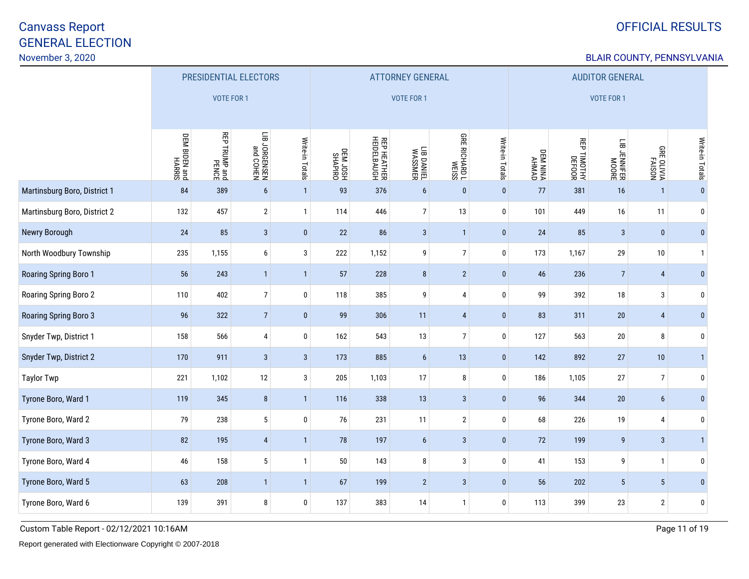# Canvass Report
# GENERAL ELECTION

November 3, 2020

**OFFICIAL RESULTS**

BLAIR COUNTY, PENNSYLVANIA

| | PRESIDENTIAL ELECTORS VOTE FOR 1 | | | | ATTORNEY GENERAL VOTE FOR 1 | | | | | AUDITOR GENERAL VOTE FOR 1 | | | | |
|---|---|---|---|---|---|---|---|---|---|---|---|---|---|---|
| | DEM BIDEN and HARRIS | REP TRUMP and PENCE | LIB JORGENSEN and COHEN | Write-in Totals | DEM JOSH SHAPIRO | REP HEATHER HEIDELBAUGH | LIB DANIEL WASSMER | GRE RICHARD L WEISS | Write-in Totals | DEM NINA AHMAD | REP TIMOTHY DEFOOR | LIB JENNIFER MOORE | GRE OLIVIA FAISON | Write-in Totals |
| Martinsburg Boro, District 1 | 84 | 389 | 6 | 1 | 93 | 376 | 6 | 0 | 0 | 77 | 381 | 16 | 1 | 0 |
| Martinsburg Boro, District 2 | 132 | 457 | 2 | 1 | 114 | 446 | 7 | 13 | 0 | 101 | 449 | 16 | 11 | 0 |
| Newry Borough | 24 | 85 | 3 | 0 | 22 | 86 | 3 | 1 | 0 | 24 | 85 | 3 | 0 | 0 |
| North Woodbury Township | 235 | 1,155 | 6 | 3 | 222 | 1,152 | 9 | 7 | 0 | 173 | 1,167 | 29 | 10 | 1 |
| Roaring Spring Boro 1 | 56 | 243 | 1 | 1 | 57 | 228 | 8 | 2 | 0 | 46 | 236 | 7 | 4 | 0 |
| Roaring Spring Boro 2 | 110 | 402 | 7 | 0 | 118 | 385 | 9 | 4 | 0 | 99 | 392 | 18 | 3 | 0 |
| Roaring Spring Boro 3 | 96 | 322 | 7 | 0 | 99 | 306 | 11 | 4 | 0 | 83 | 311 | 20 | 4 | 0 |
| Snyder Twp, District 1 | 158 | 566 | 4 | 0 | 162 | 543 | 13 | 7 | 0 | 127 | 563 | 20 | 8 | 0 |
| Snyder Twp, District 2 | 170 | 911 | 3 | 3 | 173 | 885 | 6 | 13 | 0 | 142 | 892 | 27 | 10 | 1 |
| Taylor Twp | 221 | 1,102 | 12 | 3 | 205 | 1,103 | 17 | 8 | 0 | 186 | 1,105 | 27 | 7 | 0 |
| Tyrone Boro, Ward 1 | 119 | 345 | 8 | 1 | 116 | 338 | 13 | 3 | 0 | 96 | 344 | 20 | 6 | 0 |
| Tyrone Boro, Ward 2 | 79 | 238 | 5 | 0 | 76 | 231 | 11 | 2 | 0 | 68 | 226 | 19 | 4 | 0 |
| Tyrone Boro, Ward 3 | 82 | 195 | 4 | 1 | 78 | 197 | 6 | 3 | 0 | 72 | 199 | 9 | 3 | 1 |
| Tyrone Boro, Ward 4 | 46 | 158 | 5 | 1 | 50 | 143 | 8 | 3 | 0 | 41 | 153 | 9 | 1 | 0 |
| Tyrone Boro, Ward 5 | 63 | 208 | 1 | 1 | 67 | 199 | 2 | 3 | 0 | 56 | 202 | 5 | 5 | 0 |
| Tyrone Boro, Ward 6 | 139 | 391 | 8 | 0 | 137 | 383 | 14 | 1 | 0 | 113 | 399 | 23 | 2 | 0 |

Custom Table Report - 02/12/2021 10:16AM

Report generated with Electionware Copyright © 2007-2018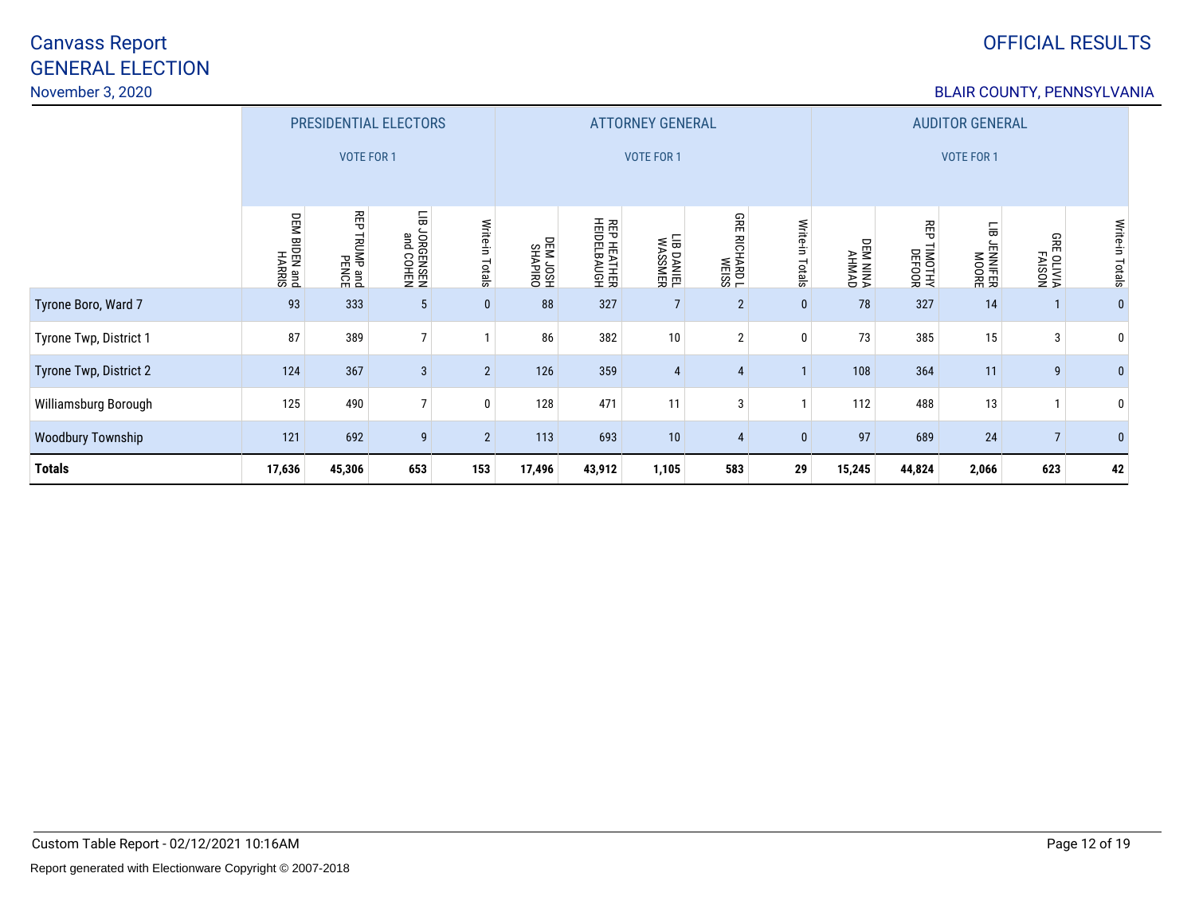# Canvass Report GENERAL ELECTION

November 3, 2020

OFFICIAL RESULTS

BLAIR COUNTY, PENNSYLVANIA

| | PRESIDENTIAL ELECTORS VOTE FOR 1 | | | | ATTORNEY GENERAL VOTE FOR 1 | | | | | AUDITOR GENERAL VOTE FOR 1 | | | | |
|---|---|---|---|---|---|---|---|---|---|---|---|---|---|---|
| | DEM BIDEN and HARRIS | REP TRUMP and PENCE | LIB JORGENSEN and COHEN | Write-in Totals | DEM JOSH SHAPIRO | REP HEATHER HEIDELBAUGH | LIB DANIEL WASSMER | GRE RICHARD L WEISS | Write-in Totals | DEM NINA AHMAD | REP TIMOTHY DEFOOR | LIB JENNIFER MOORE | GRE OLIVIA FAISON | Write-in Totals |
| Tyrone Boro, Ward 7 | 93 | 333 | 5 | 0 | 88 | 327 | 7 | 2 | 0 | 78 | 327 | 14 | 1 | 0 |
| Tyrone Twp, District 1 | 87 | 389 | 7 | 1 | 86 | 382 | 10 | 2 | 0 | 73 | 385 | 15 | 3 | 0 |
| Tyrone Twp, District 2 | 124 | 367 | 3 | 2 | 126 | 359 | 4 | 4 | 1 | 108 | 364 | 11 | 9 | 0 |
| Williamsburg Borough | 125 | 490 | 7 | 0 | 128 | 471 | 11 | 3 | 1 | 112 | 488 | 13 | 1 | 0 |
| Woodbury Township | 121 | 692 | 9 | 2 | 113 | 693 | 10 | 4 | 0 | 97 | 689 | 24 | 7 | 0 |
| **Totals** | **17,636** | **45,306** | **653** | **153** | **17,496** | **43,912** | **1,105** | **583** | **29** | **15,245** | **44,824** | **2,066** | **623** | **42** |

Custom Table Report - 02/12/2021 10:16AM

Report generated with Electionware Copyright © 2007-2018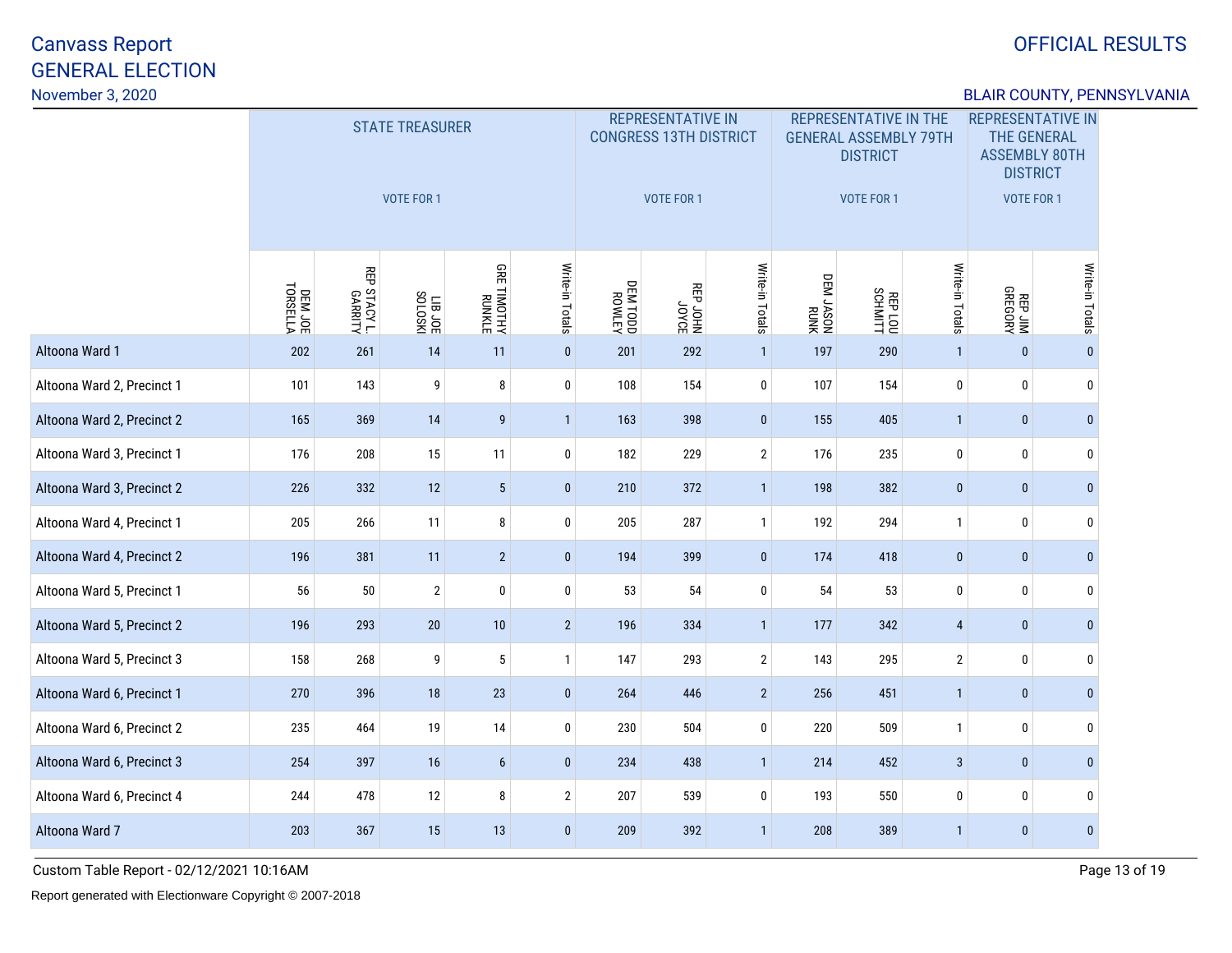# Canvass Report
## GENERAL ELECTION
November 3, 2020

OFFICIAL RESULTS

BLAIR COUNTY, PENNSYLVANIA

| | STATE TREASURER VOTE FOR 1 | | | | | REPRESENTATIVE IN CONGRESS 13TH DISTRICT VOTE FOR 1 | | | REPRESENTATIVE IN THE GENERAL ASSEMBLY 79TH DISTRICT VOTE FOR 1 | | | REPRESENTATIVE IN THE GENERAL ASSEMBLY 80TH DISTRICT VOTE FOR 1 | |
|---|---|---|---|---|---|---|---|---|---|---|---|---|---|
| | DEM JOE TORSELLA | REP STACY L GARRITY | LIB JOE SOLOSKI | GRE TIMOTHY RUNKLE | Write-in Totals | DEM TODD ROWLEY | REP JOHN JOYCE | Write-in Totals | DEM JASON RUNK | REP LOU SCHMITT | Write-in Totals | REP JIM GREGORY | Write-in Totals |
| Altoona Ward 1 | 202 | 261 | 14 | 11 | 0 | 201 | 292 | 1 | 197 | 290 | 1 | 0 | 0 |
| Altoona Ward 2, Precinct 1 | 101 | 143 | 9 | 8 | 0 | 108 | 154 | 0 | 107 | 154 | 0 | 0 | 0 |
| Altoona Ward 2, Precinct 2 | 165 | 369 | 14 | 9 | 1 | 163 | 398 | 0 | 155 | 405 | 1 | 0 | 0 |
| Altoona Ward 3, Precinct 1 | 176 | 208 | 15 | 11 | 0 | 182 | 229 | 2 | 176 | 235 | 0 | 0 | 0 |
| Altoona Ward 3, Precinct 2 | 226 | 332 | 12 | 5 | 0 | 210 | 372 | 1 | 198 | 382 | 0 | 0 | 0 |
| Altoona Ward 4, Precinct 1 | 205 | 266 | 11 | 8 | 0 | 205 | 287 | 1 | 192 | 294 | 1 | 0 | 0 |
| Altoona Ward 4, Precinct 2 | 196 | 381 | 11 | 2 | 0 | 194 | 399 | 0 | 174 | 418 | 0 | 0 | 0 |
| Altoona Ward 5, Precinct 1 | 56 | 50 | 2 | 0 | 0 | 53 | 54 | 0 | 54 | 53 | 0 | 0 | 0 |
| Altoona Ward 5, Precinct 2 | 196 | 293 | 20 | 10 | 2 | 196 | 334 | 1 | 177 | 342 | 4 | 0 | 0 |
| Altoona Ward 5, Precinct 3 | 158 | 268 | 9 | 5 | 1 | 147 | 293 | 2 | 143 | 295 | 2 | 0 | 0 |
| Altoona Ward 6, Precinct 1 | 270 | 396 | 18 | 23 | 0 | 264 | 446 | 2 | 256 | 451 | 1 | 0 | 0 |
| Altoona Ward 6, Precinct 2 | 235 | 464 | 19 | 14 | 0 | 230 | 504 | 0 | 220 | 509 | 1 | 0 | 0 |
| Altoona Ward 6, Precinct 3 | 254 | 397 | 16 | 6 | 0 | 234 | 438 | 1 | 214 | 452 | 3 | 0 | 0 |
| Altoona Ward 6, Precinct 4 | 244 | 478 | 12 | 8 | 2 | 207 | 539 | 0 | 193 | 550 | 0 | 0 | 0 |
| Altoona Ward 7 | 203 | 367 | 15 | 13 | 0 | 209 | 392 | 1 | 208 | 389 | 1 | 0 | 0 |

Custom Table Report - 02/12/2021 10:16AM

Report generated with Electionware Copyright © 2007-2018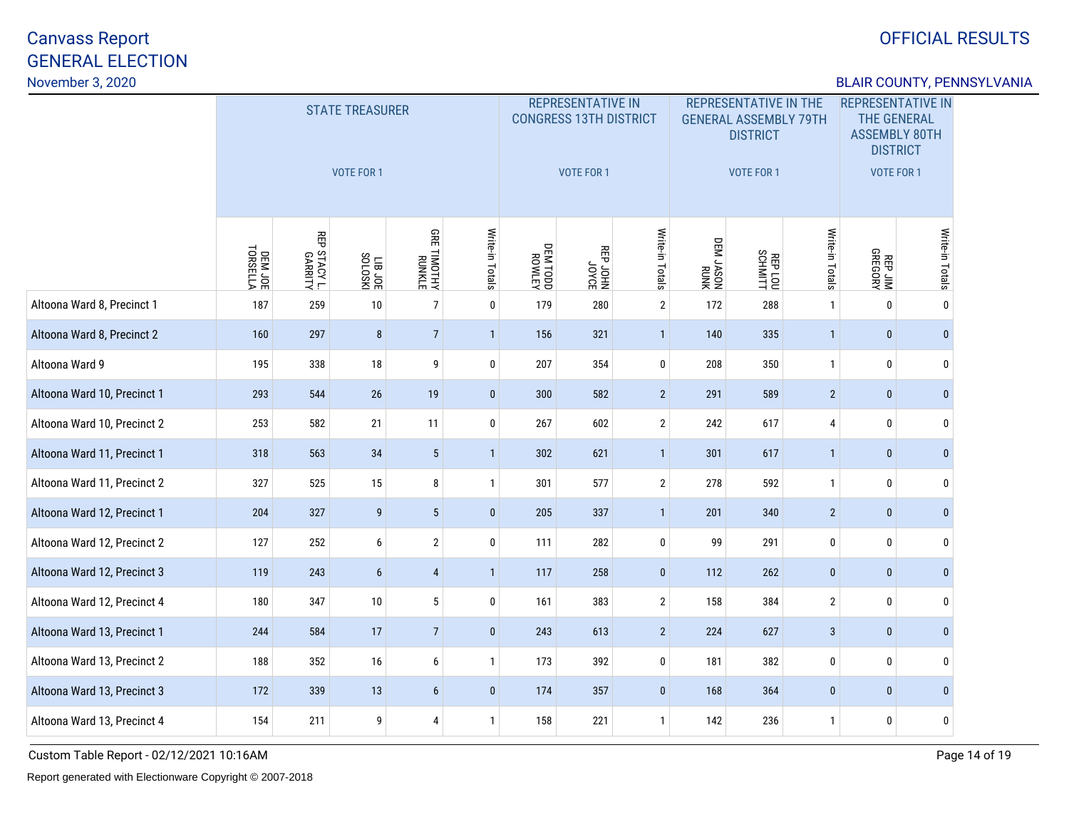Canvass Report
GENERAL ELECTION
November 3, 2020

OFFICIAL RESULTS

BLAIR COUNTY, PENNSYLVANIA

| | STATE TREASURER VOTE FOR 1 | | | | | REPRESENTATIVE IN CONGRESS 13TH DISTRICT VOTE FOR 1 | | | REPRESENTATIVE IN THE GENERAL ASSEMBLY 79TH DISTRICT VOTE FOR 1 | | | REPRESENTATIVE IN THE GENERAL ASSEMBLY 80TH DISTRICT VOTE FOR 1 | |
|---|---|---|---|---|---|---|---|---|---|---|---|---|---|
| | DEM JOE TORSELLA | REP STACY L GARRITY | LIB JOE SOLOSKI | GRE TIMOTHY RUNKLE | Write-in Totals | DEM TODD ROWLEY | REP JOHN JOYCE | Write-in Totals | DEM JASON RUNK | REP LOU SCHMITT | Write-in Totals | REP JIM GREGORY | Write-in Totals |
| Altoona Ward 8, Precinct 1 | 187 | 259 | 10 | 7 | 0 | 179 | 280 | 2 | 172 | 288 | 1 | 0 | 0 |
| Altoona Ward 8, Precinct 2 | 160 | 297 | 8 | 7 | 1 | 156 | 321 | 1 | 140 | 335 | 1 | 0 | 0 |
| Altoona Ward 9 | 195 | 338 | 18 | 9 | 0 | 207 | 354 | 0 | 208 | 350 | 1 | 0 | 0 |
| Altoona Ward 10, Precinct 1 | 293 | 544 | 26 | 19 | 0 | 300 | 582 | 2 | 291 | 589 | 2 | 0 | 0 |
| Altoona Ward 10, Precinct 2 | 253 | 582 | 21 | 11 | 0 | 267 | 602 | 2 | 242 | 617 | 4 | 0 | 0 |
| Altoona Ward 11, Precinct 1 | 318 | 563 | 34 | 5 | 1 | 302 | 621 | 1 | 301 | 617 | 1 | 0 | 0 |
| Altoona Ward 11, Precinct 2 | 327 | 525 | 15 | 8 | 1 | 301 | 577 | 2 | 278 | 592 | 1 | 0 | 0 |
| Altoona Ward 12, Precinct 1 | 204 | 327 | 9 | 5 | 0 | 205 | 337 | 1 | 201 | 340 | 2 | 0 | 0 |
| Altoona Ward 12, Precinct 2 | 127 | 252 | 6 | 2 | 0 | 111 | 282 | 0 | 99 | 291 | 0 | 0 | 0 |
| Altoona Ward 12, Precinct 3 | 119 | 243 | 6 | 4 | 1 | 117 | 258 | 0 | 112 | 262 | 0 | 0 | 0 |
| Altoona Ward 12, Precinct 4 | 180 | 347 | 10 | 5 | 0 | 161 | 383 | 2 | 158 | 384 | 2 | 0 | 0 |
| Altoona Ward 13, Precinct 1 | 244 | 584 | 17 | 7 | 0 | 243 | 613 | 2 | 224 | 627 | 3 | 0 | 0 |
| Altoona Ward 13, Precinct 2 | 188 | 352 | 16 | 6 | 1 | 173 | 392 | 0 | 181 | 382 | 0 | 0 | 0 |
| Altoona Ward 13, Precinct 3 | 172 | 339 | 13 | 6 | 0 | 174 | 357 | 0 | 168 | 364 | 0 | 0 | 0 |
| Altoona Ward 13, Precinct 4 | 154 | 211 | 9 | 4 | 1 | 158 | 221 | 1 | 142 | 236 | 1 | 0 | 0 |

Custom Table Report - 02/12/2021 10:16AM

Report generated with Electionware Copyright © 2007-2018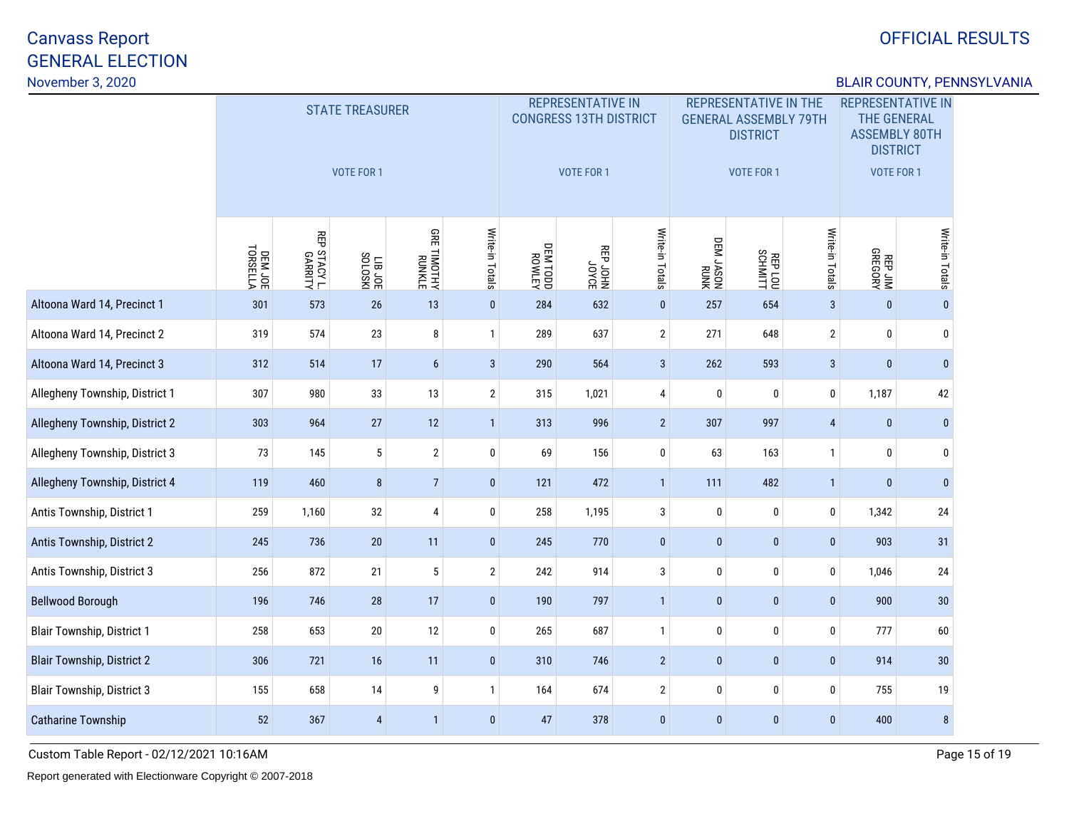# Canvass Report
# GENERAL ELECTION

November 3, 2020

OFFICIAL RESULTS

BLAIR COUNTY, PENNSYLVANIA

| | STATE TREASURER VOTE FOR 1 | | | | | REPRESENTATIVE IN CONGRESS 13TH DISTRICT VOTE FOR 1 | | | REPRESENTATIVE IN THE GENERAL ASSEMBLY 79TH DISTRICT VOTE FOR 1 | | | REPRESENTATIVE IN THE GENERAL ASSEMBLY 80TH DISTRICT VOTE FOR 1 | |
|---|---|---|---|---|---|---|---|---|---|---|---|---|---|
| | DEM JOE TORSELLA | REP STACY L GARRITY | LIB JOE SOLOSKI | GRE TIMOTHY RUNKLE | Write-in Totals | DEM TODD ROWLEY | REP JOHN JOYCE | Write-in Totals | DEM JASON RUNK | REP LOU SCHMITT | Write-in Totals | REP JIM GREGORY | Write-in Totals |
| Altoona Ward 14, Precinct 1 | 301 | 573 | 26 | 13 | 0 | 284 | 632 | 0 | 257 | 654 | 3 | 0 | 0 |
| Altoona Ward 14, Precinct 2 | 319 | 574 | 23 | 8 | 1 | 289 | 637 | 2 | 271 | 648 | 2 | 0 | 0 |
| Altoona Ward 14, Precinct 3 | 312 | 514 | 17 | 6 | 3 | 290 | 564 | 3 | 262 | 593 | 3 | 0 | 0 |
| Allegheny Township, District 1 | 307 | 980 | 33 | 13 | 2 | 315 | 1,021 | 4 | 0 | 0 | 0 | 1,187 | 42 |
| Allegheny Township, District 2 | 303 | 964 | 27 | 12 | 1 | 313 | 996 | 2 | 307 | 997 | 4 | 0 | 0 |
| Allegheny Township, District 3 | 73 | 145 | 5 | 2 | 0 | 69 | 156 | 0 | 63 | 163 | 1 | 0 | 0 |
| Allegheny Township, District 4 | 119 | 460 | 8 | 7 | 0 | 121 | 472 | 1 | 111 | 482 | 1 | 0 | 0 |
| Antis Township, District 1 | 259 | 1,160 | 32 | 4 | 0 | 258 | 1,195 | 3 | 0 | 0 | 0 | 1,342 | 24 |
| Antis Township, District 2 | 245 | 736 | 20 | 11 | 0 | 245 | 770 | 0 | 0 | 0 | 0 | 903 | 31 |
| Antis Township, District 3 | 256 | 872 | 21 | 5 | 2 | 242 | 914 | 3 | 0 | 0 | 0 | 1,046 | 24 |
| Bellwood Borough | 196 | 746 | 28 | 17 | 0 | 190 | 797 | 1 | 0 | 0 | 0 | 900 | 30 |
| Blair Township, District 1 | 258 | 653 | 20 | 12 | 0 | 265 | 687 | 1 | 0 | 0 | 0 | 777 | 60 |
| Blair Township, District 2 | 306 | 721 | 16 | 11 | 0 | 310 | 746 | 2 | 0 | 0 | 0 | 914 | 30 |
| Blair Township, District 3 | 155 | 658 | 14 | 9 | 1 | 164 | 674 | 2 | 0 | 0 | 0 | 755 | 19 |
| Catharine Township | 52 | 367 | 4 | 1 | 0 | 47 | 378 | 0 | 0 | 0 | 0 | 400 | 8 |

Custom Table Report - 02/12/2021 10:16AM

Report generated with Electionware Copyright © 2007-2018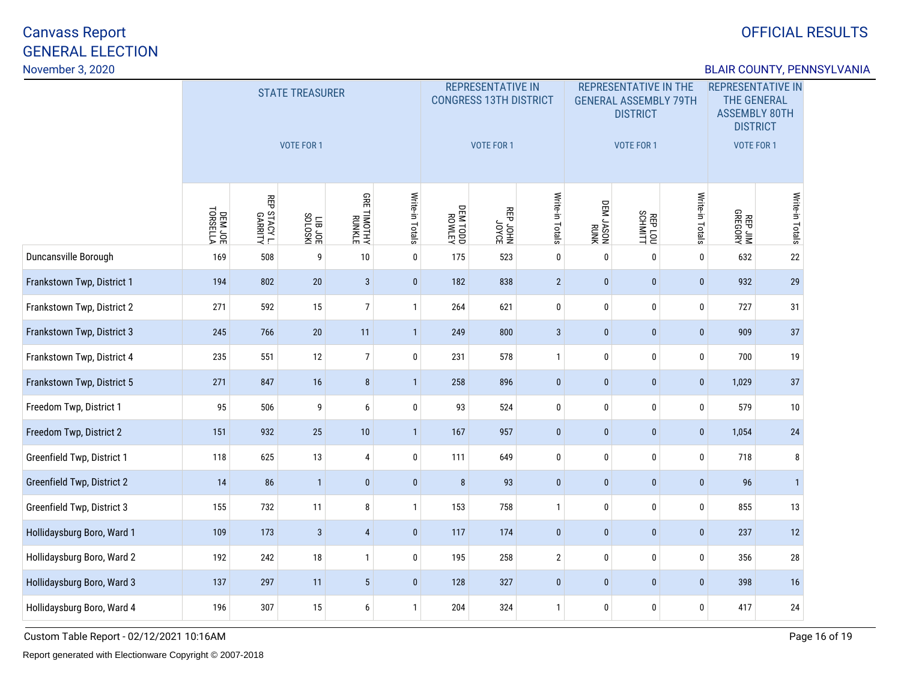# Canvass Report
# GENERAL ELECTION

November 3, 2020

OFFICIAL RESULTS

BLAIR COUNTY, PENNSYLVANIA

| | STATE TREASURER VOTE FOR 1 | | | | | REPRESENTATIVE IN CONGRESS 13TH DISTRICT VOTE FOR 1 | | | REPRESENTATIVE IN THE GENERAL ASSEMBLY 79TH DISTRICT VOTE FOR 1 | | | REPRESENTATIVE IN THE GENERAL ASSEMBLY 80TH DISTRICT VOTE FOR 1 | |
|---|---|---|---|---|---|---|---|---|---|---|---|---|---|
| | DEM JOE TORSELLA | REP STACY L GARRITY | LIB JOE SOLOSKI | GRE TIMOTHY RUNKLE | Write-in Totals | DEM TODD ROWLEY | REP JOHN JOYCE | Write-in Totals | DEM JASON RUNK | REP LOU SCHMITT | Write-in Totals | REP JIM GREGORY | Write-in Totals |
| Duncansville Borough | 169 | 508 | 9 | 10 | 0 | 175 | 523 | 0 | 0 | 0 | 0 | 632 | 22 |
| Frankstown Twp, District 1 | 194 | 802 | 20 | 3 | 0 | 182 | 838 | 2 | 0 | 0 | 0 | 932 | 29 |
| Frankstown Twp, District 2 | 271 | 592 | 15 | 7 | 1 | 264 | 621 | 0 | 0 | 0 | 0 | 727 | 31 |
| Frankstown Twp, District 3 | 245 | 766 | 20 | 11 | 1 | 249 | 800 | 3 | 0 | 0 | 0 | 909 | 37 |
| Frankstown Twp, District 4 | 235 | 551 | 12 | 7 | 0 | 231 | 578 | 1 | 0 | 0 | 0 | 700 | 19 |
| Frankstown Twp, District 5 | 271 | 847 | 16 | 8 | 1 | 258 | 896 | 0 | 0 | 0 | 0 | 1,029 | 37 |
| Freedom Twp, District 1 | 95 | 506 | 9 | 6 | 0 | 93 | 524 | 0 | 0 | 0 | 0 | 579 | 10 |
| Freedom Twp, District 2 | 151 | 932 | 25 | 10 | 1 | 167 | 957 | 0 | 0 | 0 | 0 | 1,054 | 24 |
| Greenfield Twp, District 1 | 118 | 625 | 13 | 4 | 0 | 111 | 649 | 0 | 0 | 0 | 0 | 718 | 8 |
| Greenfield Twp, District 2 | 14 | 86 | 1 | 0 | 0 | 8 | 93 | 0 | 0 | 0 | 0 | 96 | 1 |
| Greenfield Twp, District 3 | 155 | 732 | 11 | 8 | 1 | 153 | 758 | 1 | 0 | 0 | 0 | 855 | 13 |
| Hollidaysburg Boro, Ward 1 | 109 | 173 | 3 | 4 | 0 | 117 | 174 | 0 | 0 | 0 | 0 | 237 | 12 |
| Hollidaysburg Boro, Ward 2 | 192 | 242 | 18 | 1 | 0 | 195 | 258 | 2 | 0 | 0 | 0 | 356 | 28 |
| Hollidaysburg Boro, Ward 3 | 137 | 297 | 11 | 5 | 0 | 128 | 327 | 0 | 0 | 0 | 0 | 398 | 16 |
| Hollidaysburg Boro, Ward 4 | 196 | 307 | 15 | 6 | 1 | 204 | 324 | 1 | 0 | 0 | 0 | 417 | 24 |

Custom Table Report - 02/12/2021 10:16AM

Report generated with Electionware Copyright © 2007-2018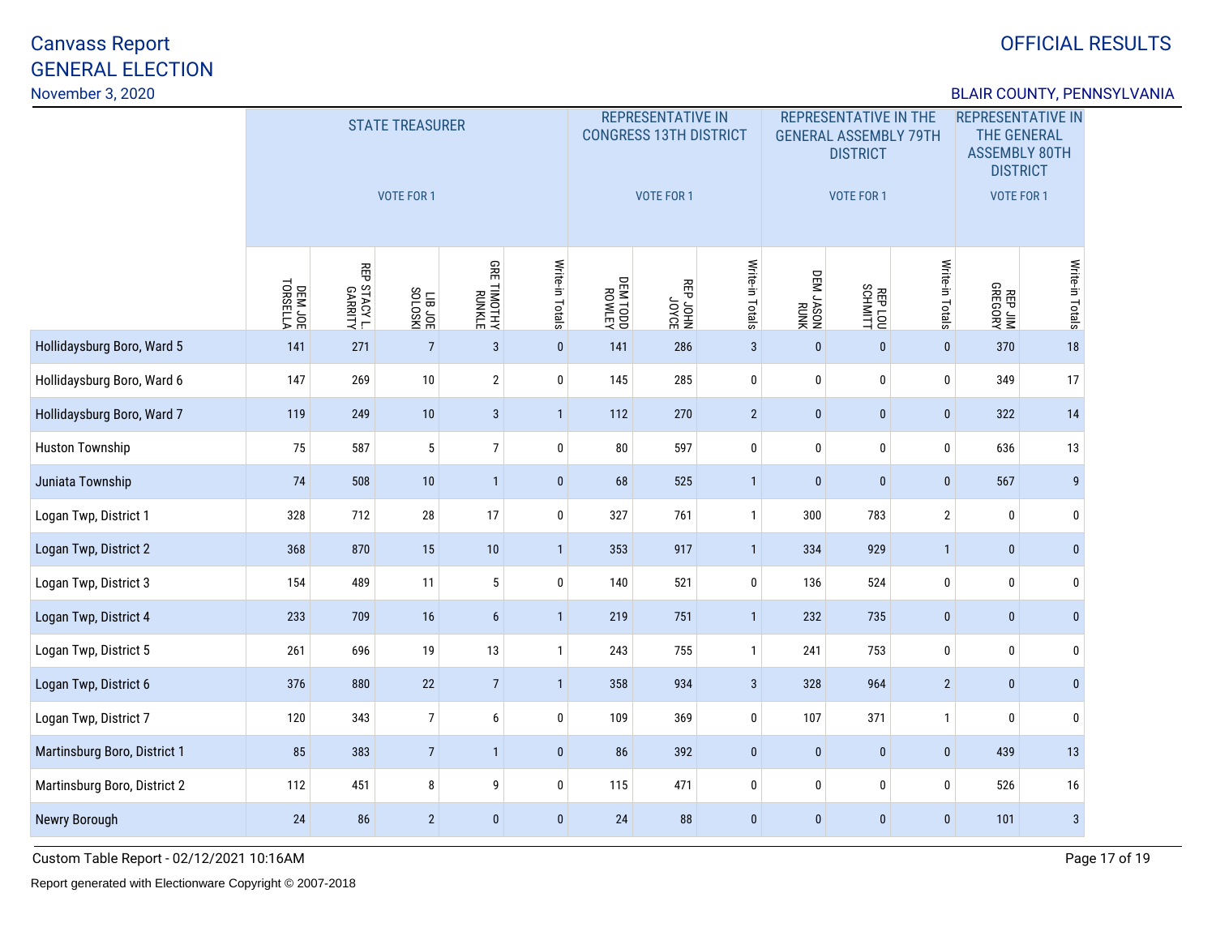# Canvass Report
# GENERAL ELECTION
November 3, 2020

OFFICIAL RESULTS

BLAIR COUNTY, PENNSYLVANIA

| | STATE TREASURER VOTE FOR 1 | | | | | REPRESENTATIVE IN CONGRESS 13TH DISTRICT VOTE FOR 1 | | | REPRESENTATIVE IN THE GENERAL ASSEMBLY 79TH DISTRICT VOTE FOR 1 | | | REPRESENTATIVE IN THE GENERAL ASSEMBLY 80TH DISTRICT VOTE FOR 1 | |
|---|---|---|---|---|---|---|---|---|---|---|---|---|---|
| | DEM JOE TORSELLA | REP STACY L GARRITY | LIB JOE SOLOSKI | GRE TIMOTHY RUNKLE | Write-in Totals | DEM TODD ROWLEY | REP JOHN JOYCE | Write-in Totals | DEM JASON RUNK | REP LOU SCHMITT | Write-in Totals | REP JIM GREGORY | Write-in Totals |
| Hollidaysburg Boro, Ward 5 | 141 | 271 | 7 | 3 | 0 | 141 | 286 | 3 | 0 | 0 | 0 | 370 | 18 |
| Hollidaysburg Boro, Ward 6 | 147 | 269 | 10 | 2 | 0 | 145 | 285 | 0 | 0 | 0 | 0 | 349 | 17 |
| Hollidaysburg Boro, Ward 7 | 119 | 249 | 10 | 3 | 1 | 112 | 270 | 2 | 0 | 0 | 0 | 322 | 14 |
| Huston Township | 75 | 587 | 5 | 7 | 0 | 80 | 597 | 0 | 0 | 0 | 0 | 636 | 13 |
| Juniata Township | 74 | 508 | 10 | 1 | 0 | 68 | 525 | 1 | 0 | 0 | 0 | 567 | 9 |
| Logan Twp, District 1 | 328 | 712 | 28 | 17 | 0 | 327 | 761 | 1 | 300 | 783 | 2 | 0 | 0 |
| Logan Twp, District 2 | 368 | 870 | 15 | 10 | 1 | 353 | 917 | 1 | 334 | 929 | 1 | 0 | 0 |
| Logan Twp, District 3 | 154 | 489 | 11 | 5 | 0 | 140 | 521 | 0 | 136 | 524 | 0 | 0 | 0 |
| Logan Twp, District 4 | 233 | 709 | 16 | 6 | 1 | 219 | 751 | 1 | 232 | 735 | 0 | 0 | 0 |
| Logan Twp, District 5 | 261 | 696 | 19 | 13 | 1 | 243 | 755 | 1 | 241 | 753 | 0 | 0 | 0 |
| Logan Twp, District 6 | 376 | 880 | 22 | 7 | 1 | 358 | 934 | 3 | 328 | 964 | 2 | 0 | 0 |
| Logan Twp, District 7 | 120 | 343 | 7 | 6 | 0 | 109 | 369 | 0 | 107 | 371 | 1 | 0 | 0 |
| Martinsburg Boro, District 1 | 85 | 383 | 7 | 1 | 0 | 86 | 392 | 0 | 0 | 0 | 0 | 439 | 13 |
| Martinsburg Boro, District 2 | 112 | 451 | 8 | 9 | 0 | 115 | 471 | 0 | 0 | 0 | 0 | 526 | 16 |
| Newry Borough | 24 | 86 | 2 | 0 | 0 | 24 | 88 | 0 | 0 | 0 | 0 | 101 | 3 |

Custom Table Report - 02/12/2021 10:16AM

Report generated with Electionware Copyright © 2007-2018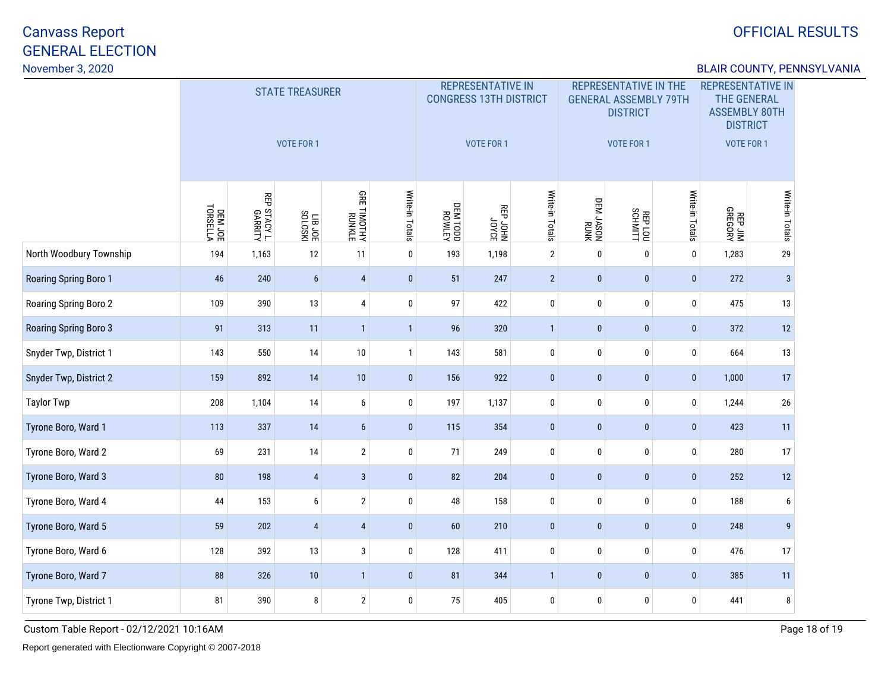Canvass Report
GENERAL ELECTION
November 3, 2020

OFFICIAL RESULTS

BLAIR COUNTY, PENNSYLVANIA

| | STATE TREASURER VOTE FOR 1 | | | | | REPRESENTATIVE IN CONGRESS 13TH DISTRICT VOTE FOR 1 | | | REPRESENTATIVE IN THE GENERAL ASSEMBLY 79TH DISTRICT VOTE FOR 1 | | | REPRESENTATIVE IN THE GENERAL ASSEMBLY 80TH DISTRICT VOTE FOR 1 | |
|---|---|---|---|---|---|---|---|---|---|---|---|---|---|
| | DEM JOE TORSELLA | REP STACY L GARRITY | LIB JOE SOLOSKI | GRE TIMOTHY RUNKLE | Write-in Totals | DEM TODD ROWLEY | REP JOHN JOYCE | Write-in Totals | DEM JASON RUNK | REP LOU SCHMITT | Write-in Totals | REP JIM GREGORY | Write-in Totals |
| North Woodbury Township | 194 | 1,163 | 12 | 11 | 0 | 193 | 1,198 | 2 | 0 | 0 | 0 | 1,283 | 29 |
| Roaring Spring Boro 1 | 46 | 240 | 6 | 4 | 0 | 51 | 247 | 2 | 0 | 0 | 0 | 272 | 3 |
| Roaring Spring Boro 2 | 109 | 390 | 13 | 4 | 0 | 97 | 422 | 0 | 0 | 0 | 0 | 475 | 13 |
| Roaring Spring Boro 3 | 91 | 313 | 11 | 1 | 1 | 96 | 320 | 1 | 0 | 0 | 0 | 372 | 12 |
| Snyder Twp, District 1 | 143 | 550 | 14 | 10 | 1 | 143 | 581 | 0 | 0 | 0 | 0 | 664 | 13 |
| Snyder Twp, District 2 | 159 | 892 | 14 | 10 | 0 | 156 | 922 | 0 | 0 | 0 | 0 | 1,000 | 17 |
| Taylor Twp | 208 | 1,104 | 14 | 6 | 0 | 197 | 1,137 | 0 | 0 | 0 | 0 | 1,244 | 26 |
| Tyrone Boro, Ward 1 | 113 | 337 | 14 | 6 | 0 | 115 | 354 | 0 | 0 | 0 | 0 | 423 | 11 |
| Tyrone Boro, Ward 2 | 69 | 231 | 14 | 2 | 0 | 71 | 249 | 0 | 0 | 0 | 0 | 280 | 17 |
| Tyrone Boro, Ward 3 | 80 | 198 | 4 | 3 | 0 | 82 | 204 | 0 | 0 | 0 | 0 | 252 | 12 |
| Tyrone Boro, Ward 4 | 44 | 153 | 6 | 2 | 0 | 48 | 158 | 0 | 0 | 0 | 0 | 188 | 6 |
| Tyrone Boro, Ward 5 | 59 | 202 | 4 | 4 | 0 | 60 | 210 | 0 | 0 | 0 | 0 | 248 | 9 |
| Tyrone Boro, Ward 6 | 128 | 392 | 13 | 3 | 0 | 128 | 411 | 0 | 0 | 0 | 0 | 476 | 17 |
| Tyrone Boro, Ward 7 | 88 | 326 | 10 | 1 | 0 | 81 | 344 | 1 | 0 | 0 | 0 | 385 | 11 |
| Tyrone Twp, District 1 | 81 | 390 | 8 | 2 | 0 | 75 | 405 | 0 | 0 | 0 | 0 | 441 | 8 |

Custom Table Report - 02/12/2021 10:16AM

Report generated with Electionware Copyright © 2007-2018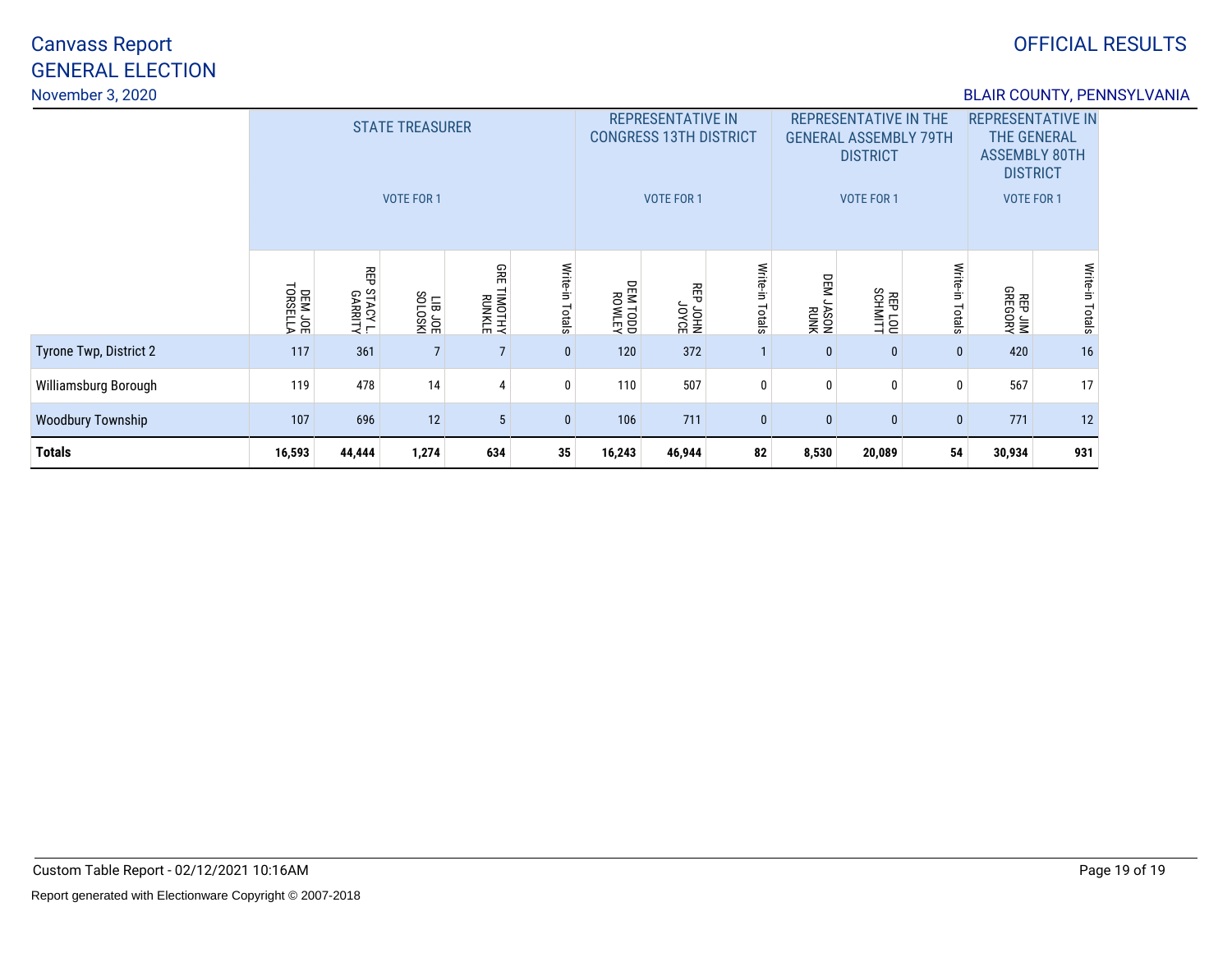# Canvass Report
# GENERAL ELECTION

November 3, 2020

OFFICIAL RESULTS

BLAIR COUNTY, PENNSYLVANIA

| | STATE TREASURER VOTE FOR 1 | | | | | REPRESENTATIVE IN CONGRESS 13TH DISTRICT VOTE FOR 1 | | | REPRESENTATIVE IN THE GENERAL ASSEMBLY 79TH DISTRICT VOTE FOR 1 | | | REPRESENTATIVE IN THE GENERAL ASSEMBLY 80TH DISTRICT VOTE FOR 1 | |
|---|---|---|---|---|---|---|---|---|---|---|---|---|---|
| | DEM JOE TORSELLA | REP STACY L. GARRITY | LIB JOE SOLOSKI | GRE TIMOTHY RUNKLE | Write-in Totals | DEM TODD ROWLEY | REP JOHN JOYCE | Write-in Totals | DEM JASON RUNK | REP LOU SCHMITT | Write-in Totals | REP JIM GREGORY | Write-in Totals |
| Tyrone Twp, District 2 | 117 | 361 | 7 | 7 | 0 | 120 | 372 | 1 | 0 | 0 | 0 | 420 | 16 |
| Williamsburg Borough | 119 | 478 | 14 | 4 | 0 | 110 | 507 | 0 | 0 | 0 | 0 | 567 | 17 |
| Woodbury Township | 107 | 696 | 12 | 5 | 0 | 106 | 711 | 0 | 0 | 0 | 0 | 771 | 12 |
| **Totals** | **16,593** | **44,444** | **1,274** | **634** | **35** | **16,243** | **46,944** | **82** | **8,530** | **20,089** | **54** | **30,934** | **931** |

Custom Table Report - 02/12/2021 10:16AM

Report generated with Electionware Copyright © 2007-2018